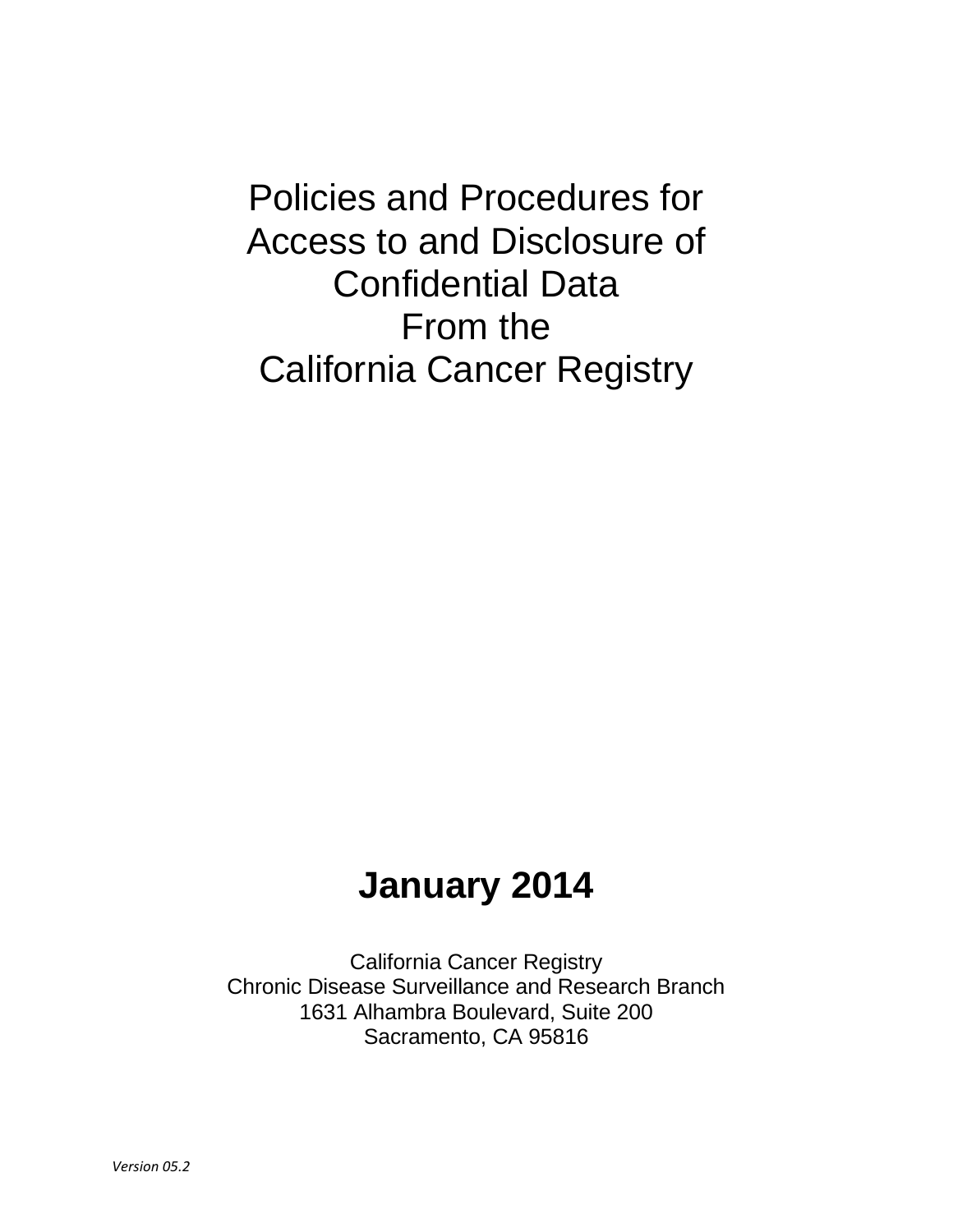# Policies and Procedures for Access to and Disclosure of Confidential Data From the California Cancer Registry

**January 2014**

California Cancer Registry
Chronic Disease Surveillance and Research Branch
1631 Alhambra Boulevard, Suite 200
Sacramento, CA 95816

*Version 05.2*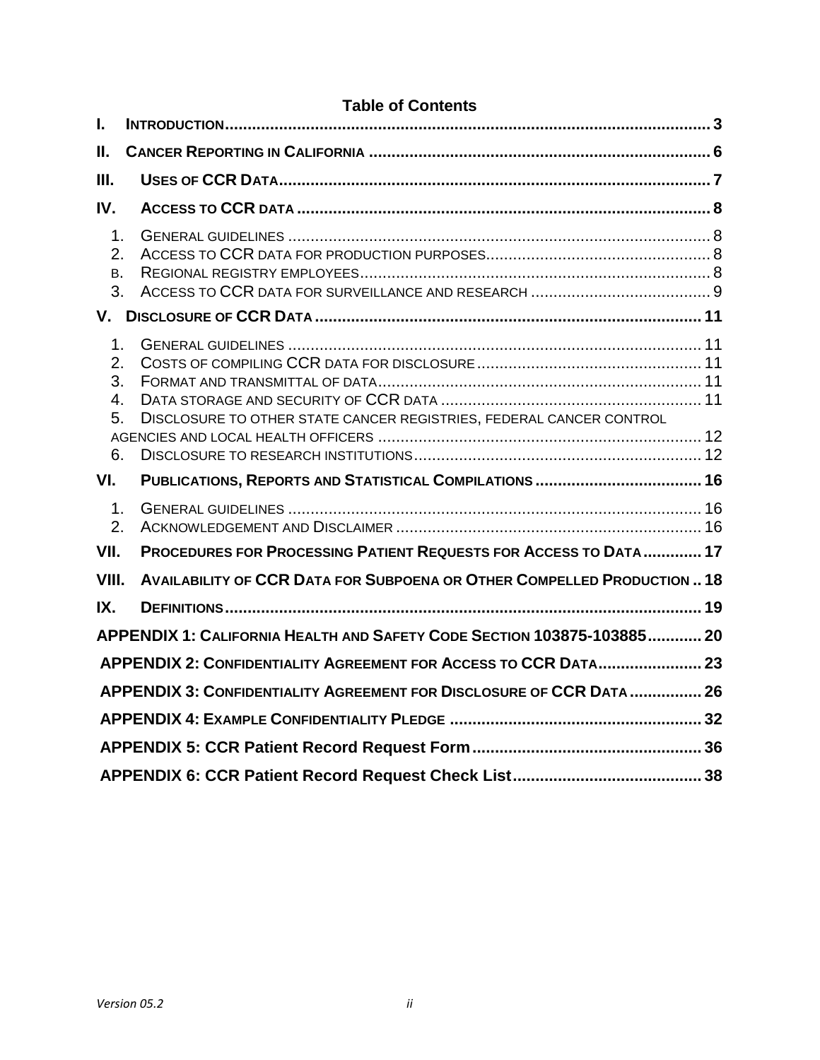# Table of Contents

- I. INTRODUCTION ... 3
- II. CANCER REPORTING IN CALIFORNIA ... 6
- III. USES OF CCR DATA ... 7
- IV. ACCESS TO CCR DATA ... 8
  1. GENERAL GUIDELINES ... 8
  2. ACCESS TO CCR DATA FOR PRODUCTION PURPOSES ... 8
  - B. REGIONAL REGISTRY EMPLOYEES ... 8
  3. ACCESS TO CCR DATA FOR SURVEILLANCE AND RESEARCH ... 9
- V. DISCLOSURE OF CCR DATA ... 11
  1. GENERAL GUIDELINES ... 11
  2. COSTS OF COMPILING CCR DATA FOR DISCLOSURE ... 11
  3. FORMAT AND TRANSMITTAL OF DATA ... 11
  4. DATA STORAGE AND SECURITY OF CCR DATA ... 11
  5. DISCLOSURE TO OTHER STATE CANCER REGISTRIES, FEDERAL CANCER CONTROL AGENCIES AND LOCAL HEALTH OFFICERS ... 12
  6. DISCLOSURE TO RESEARCH INSTITUTIONS ... 12
- VI. PUBLICATIONS, REPORTS AND STATISTICAL COMPILATIONS ... 16
  1. GENERAL GUIDELINES ... 16
  2. ACKNOWLEDGEMENT AND DISCLAIMER ... 16
- VII. PROCEDURES FOR PROCESSING PATIENT REQUESTS FOR ACCESS TO DATA ... 17
- VIII. AVAILABILITY OF CCR DATA FOR SUBPOENA OR OTHER COMPELLED PRODUCTION ... 18
- IX. DEFINITIONS ... 19
- APPENDIX 1: CALIFORNIA HEALTH AND SAFETY CODE SECTION 103875-103885 ... 20
- APPENDIX 2: CONFIDENTIALITY AGREEMENT FOR ACCESS TO CCR DATA ... 23
- APPENDIX 3: CONFIDENTIALITY AGREEMENT FOR DISCLOSURE OF CCR DATA ... 26
- APPENDIX 4: EXAMPLE CONFIDENTIALITY PLEDGE ... 32
- APPENDIX 5: CCR Patient Record Request Form ... 36
- APPENDIX 6: CCR Patient Record Request Check List ... 38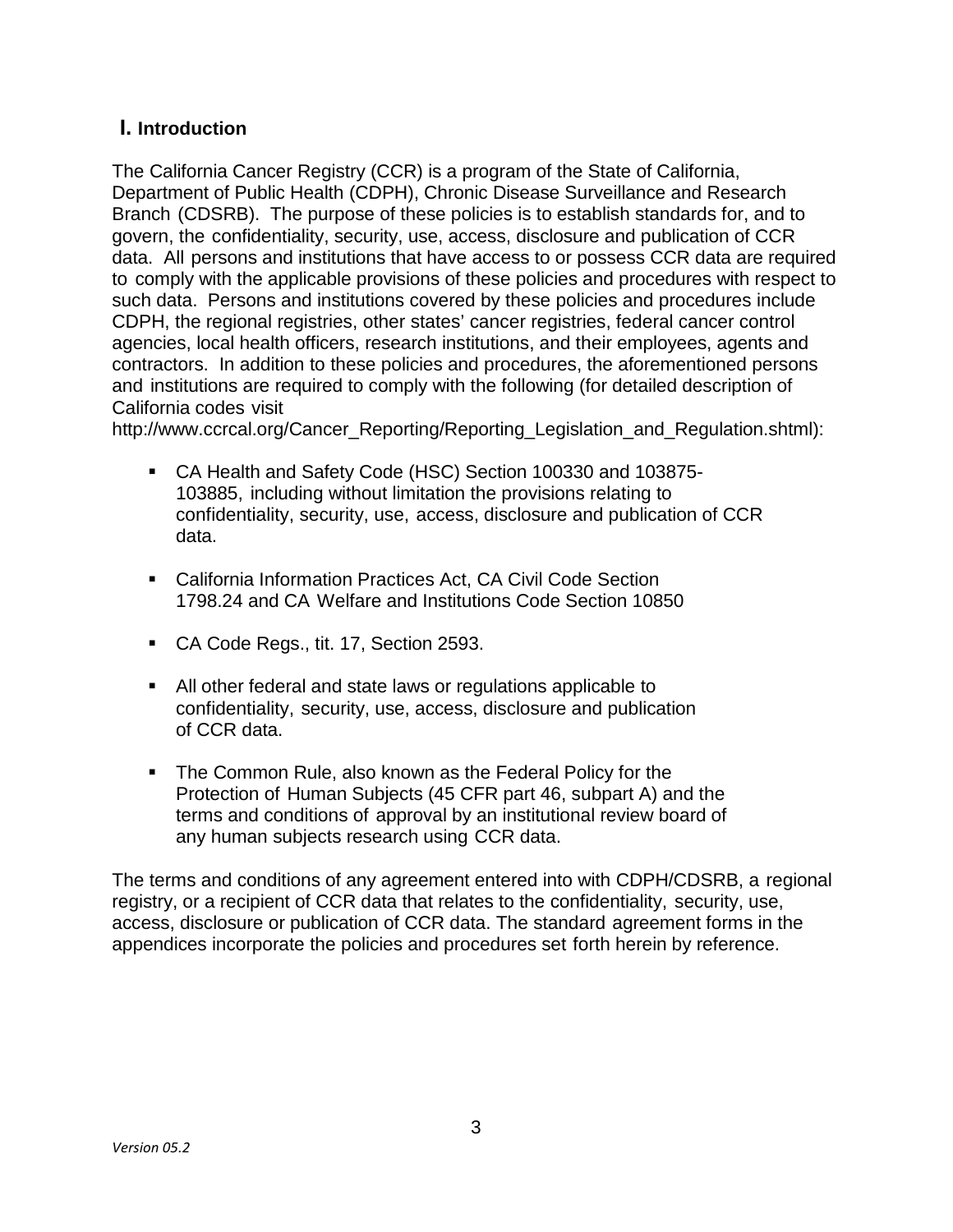## I. Introduction

The California Cancer Registry (CCR) is a program of the State of California, Department of Public Health (CDPH), Chronic Disease Surveillance and Research Branch (CDSRB). The purpose of these policies is to establish standards for, and to govern, the confidentiality, security, use, access, disclosure and publication of CCR data. All persons and institutions that have access to or possess CCR data are required to comply with the applicable provisions of these policies and procedures with respect to such data. Persons and institutions covered by these policies and procedures include CDPH, the regional registries, other states' cancer registries, federal cancer control agencies, local health officers, research institutions, and their employees, agents and contractors. In addition to these policies and procedures, the aforementioned persons and institutions are required to comply with the following (for detailed description of California codes visit http://www.ccrcal.org/Cancer_Reporting/Reporting_Legislation_and_Regulation.shtml):

- CA Health and Safety Code (HSC) Section 100330 and 103875-103885, including without limitation the provisions relating to confidentiality, security, use, access, disclosure and publication of CCR data.
- California Information Practices Act, CA Civil Code Section 1798.24 and CA Welfare and Institutions Code Section 10850
- CA Code Regs., tit. 17, Section 2593.
- All other federal and state laws or regulations applicable to confidentiality, security, use, access, disclosure and publication of CCR data.
- The Common Rule, also known as the Federal Policy for the Protection of Human Subjects (45 CFR part 46, subpart A) and the terms and conditions of approval by an institutional review board of any human subjects research using CCR data.

The terms and conditions of any agreement entered into with CDPH/CDSRB, a regional registry, or a recipient of CCR data that relates to the confidentiality, security, use, access, disclosure or publication of CCR data. The standard agreement forms in the appendices incorporate the policies and procedures set forth herein by reference.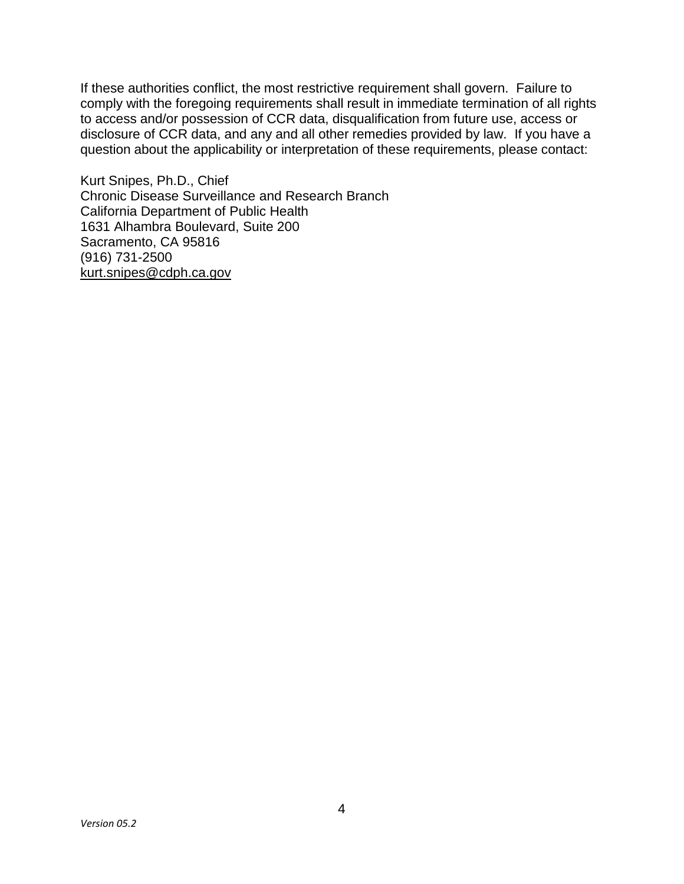If these authorities conflict, the most restrictive requirement shall govern. Failure to comply with the foregoing requirements shall result in immediate termination of all rights to access and/or possession of CCR data, disqualification from future use, access or disclosure of CCR data, and any and all other remedies provided by law. If you have a question about the applicability or interpretation of these requirements, please contact:

Kurt Snipes, Ph.D., Chief
Chronic Disease Surveillance and Research Branch
California Department of Public Health
1631 Alhambra Boulevard, Suite 200
Sacramento, CA 95816
(916) 731-2500
kurt.snipes@cdph.ca.gov

*Version 05.2*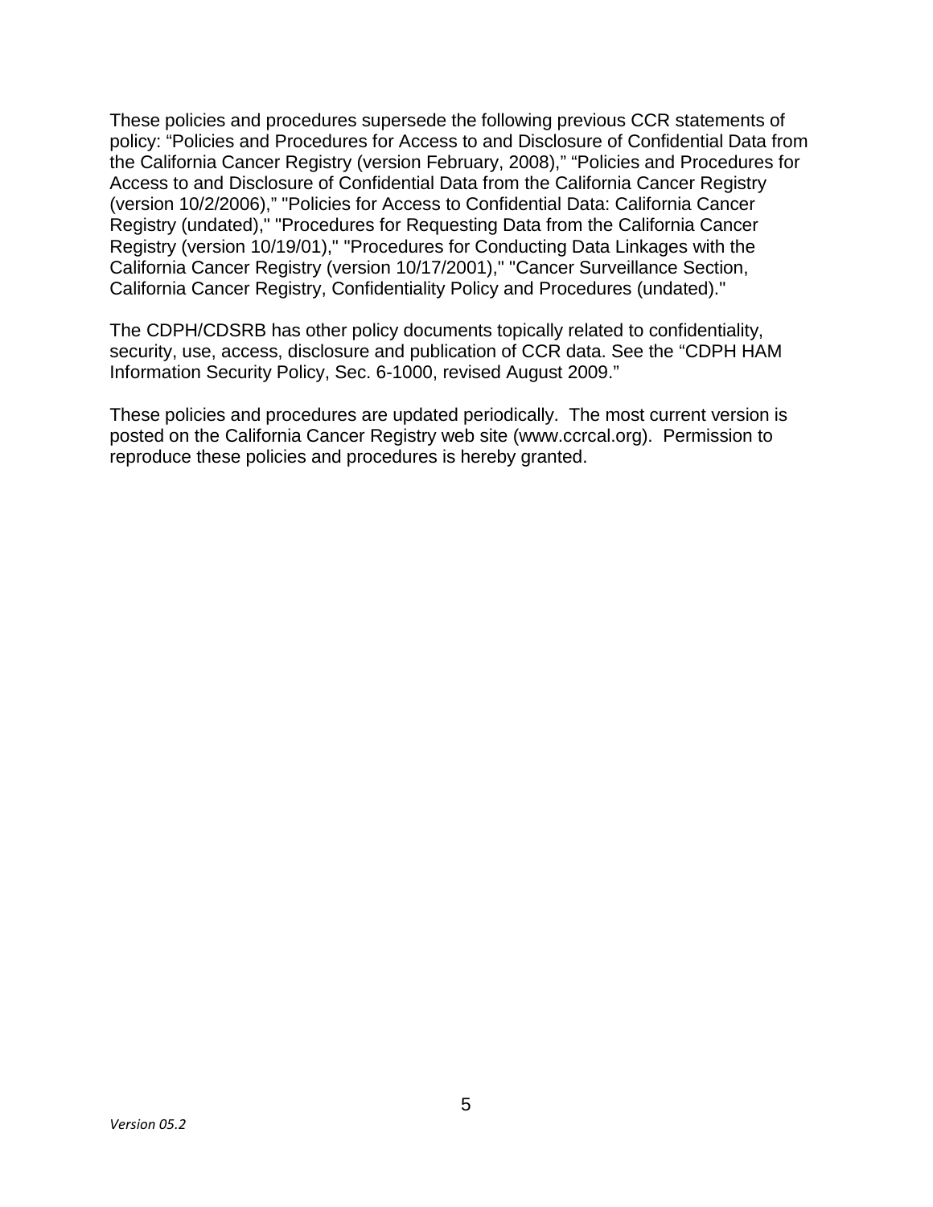These policies and procedures supersede the following previous CCR statements of policy: “Policies and Procedures for Access to and Disclosure of Confidential Data from the California Cancer Registry (version February, 2008),” “Policies and Procedures for Access to and Disclosure of Confidential Data from the California Cancer Registry (version 10/2/2006),” "Policies for Access to Confidential Data: California Cancer Registry (undated)," "Procedures for Requesting Data from the California Cancer Registry (version 10/19/01)," "Procedures for Conducting Data Linkages with the California Cancer Registry (version 10/17/2001)," "Cancer Surveillance Section, California Cancer Registry, Confidentiality Policy and Procedures (undated)."

The CDPH/CDSRB has other policy documents topically related to confidentiality, security, use, access, disclosure and publication of CCR data. See the “CDPH HAM Information Security Policy, Sec. 6-1000, revised August 2009.”

These policies and procedures are updated periodically. The most current version is posted on the California Cancer Registry web site (www.ccrcal.org). Permission to reproduce these policies and procedures is hereby granted.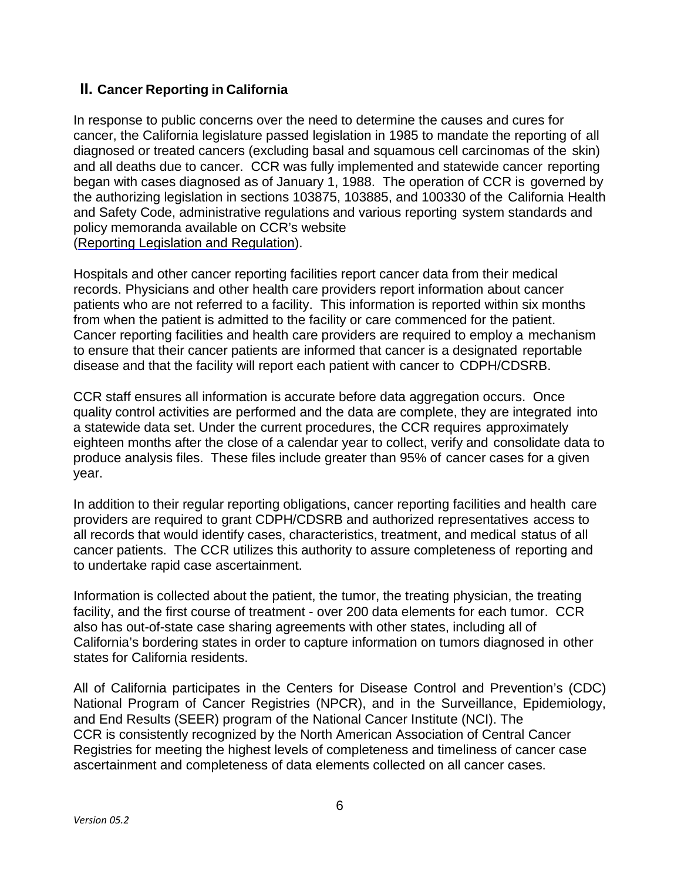## II. Cancer Reporting in California

In response to public concerns over the need to determine the causes and cures for cancer, the California legislature passed legislation in 1985 to mandate the reporting of all diagnosed or treated cancers (excluding basal and squamous cell carcinomas of the skin) and all deaths due to cancer. CCR was fully implemented and statewide cancer reporting began with cases diagnosed as of January 1, 1988. The operation of CCR is governed by the authorizing legislation in sections 103875, 103885, and 100330 of the California Health and Safety Code, administrative regulations and various reporting system standards and policy memoranda available on CCR's website (Reporting Legislation and Regulation).

Hospitals and other cancer reporting facilities report cancer data from their medical records. Physicians and other health care providers report information about cancer patients who are not referred to a facility. This information is reported within six months from when the patient is admitted to the facility or care commenced for the patient. Cancer reporting facilities and health care providers are required to employ a mechanism to ensure that their cancer patients are informed that cancer is a designated reportable disease and that the facility will report each patient with cancer to CDPH/CDSRB.

CCR staff ensures all information is accurate before data aggregation occurs. Once quality control activities are performed and the data are complete, they are integrated into a statewide data set. Under the current procedures, the CCR requires approximately eighteen months after the close of a calendar year to collect, verify and consolidate data to produce analysis files. These files include greater than 95% of cancer cases for a given year.

In addition to their regular reporting obligations, cancer reporting facilities and health care providers are required to grant CDPH/CDSRB and authorized representatives access to all records that would identify cases, characteristics, treatment, and medical status of all cancer patients. The CCR utilizes this authority to assure completeness of reporting and to undertake rapid case ascertainment.

Information is collected about the patient, the tumor, the treating physician, the treating facility, and the first course of treatment - over 200 data elements for each tumor. CCR also has out-of-state case sharing agreements with other states, including all of California's bordering states in order to capture information on tumors diagnosed in other states for California residents.

All of California participates in the Centers for Disease Control and Prevention's (CDC) National Program of Cancer Registries (NPCR), and in the Surveillance, Epidemiology, and End Results (SEER) program of the National Cancer Institute (NCI). The CCR is consistently recognized by the North American Association of Central Cancer Registries for meeting the highest levels of completeness and timeliness of cancer case ascertainment and completeness of data elements collected on all cancer cases.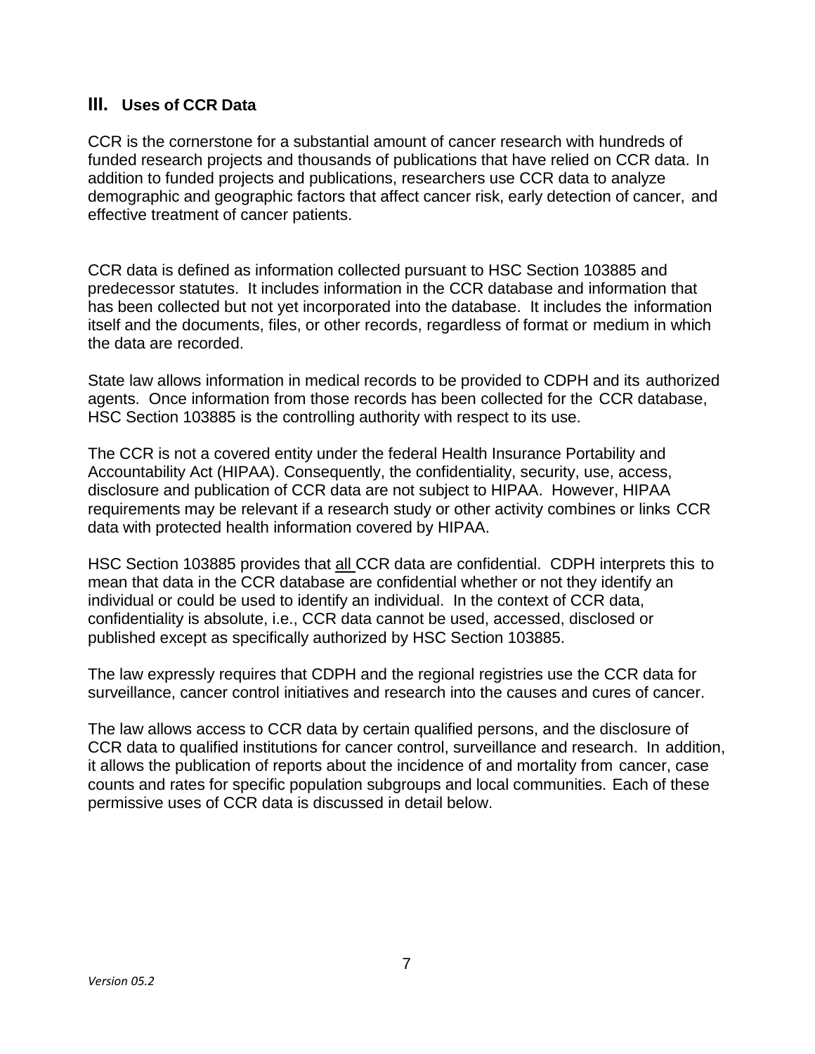## III. Uses of CCR Data

CCR is the cornerstone for a substantial amount of cancer research with hundreds of funded research projects and thousands of publications that have relied on CCR data. In addition to funded projects and publications, researchers use CCR data to analyze demographic and geographic factors that affect cancer risk, early detection of cancer, and effective treatment of cancer patients.

CCR data is defined as information collected pursuant to HSC Section 103885 and predecessor statutes. It includes information in the CCR database and information that has been collected but not yet incorporated into the database. It includes the information itself and the documents, files, or other records, regardless of format or medium in which the data are recorded.

State law allows information in medical records to be provided to CDPH and its authorized agents. Once information from those records has been collected for the CCR database, HSC Section 103885 is the controlling authority with respect to its use.

The CCR is not a covered entity under the federal Health Insurance Portability and Accountability Act (HIPAA). Consequently, the confidentiality, security, use, access, disclosure and publication of CCR data are not subject to HIPAA. However, HIPAA requirements may be relevant if a research study or other activity combines or links CCR data with protected health information covered by HIPAA.

HSC Section 103885 provides that <u>all</u> CCR data are confidential. CDPH interprets this to mean that data in the CCR database are confidential whether or not they identify an individual or could be used to identify an individual. In the context of CCR data, confidentiality is absolute, i.e., CCR data cannot be used, accessed, disclosed or published except as specifically authorized by HSC Section 103885.

The law expressly requires that CDPH and the regional registries use the CCR data for surveillance, cancer control initiatives and research into the causes and cures of cancer.

The law allows access to CCR data by certain qualified persons, and the disclosure of CCR data to qualified institutions for cancer control, surveillance and research. In addition, it allows the publication of reports about the incidence of and mortality from cancer, case counts and rates for specific population subgroups and local communities. Each of these permissive uses of CCR data is discussed in detail below.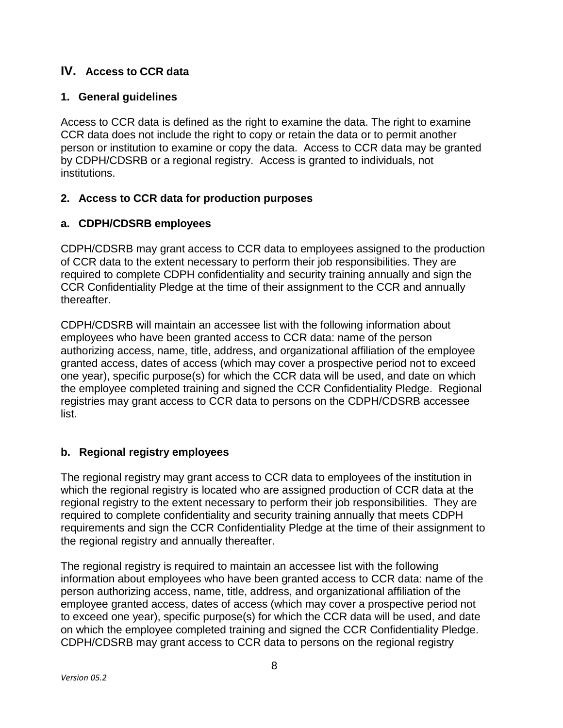## IV. Access to CCR data

### 1. General guidelines

Access to CCR data is defined as the right to examine the data. The right to examine CCR data does not include the right to copy or retain the data or to permit another person or institution to examine or copy the data. Access to CCR data may be granted by CDPH/CDSRB or a regional registry. Access is granted to individuals, not institutions.

### 2. Access to CCR data for production purposes

#### a. CDPH/CDSRB employees

CDPH/CDSRB may grant access to CCR data to employees assigned to the production of CCR data to the extent necessary to perform their job responsibilities. They are required to complete CDPH confidentiality and security training annually and sign the CCR Confidentiality Pledge at the time of their assignment to the CCR and annually thereafter.

CDPH/CDSRB will maintain an accessee list with the following information about employees who have been granted access to CCR data: name of the person authorizing access, name, title, address, and organizational affiliation of the employee granted access, dates of access (which may cover a prospective period not to exceed one year), specific purpose(s) for which the CCR data will be used, and date on which the employee completed training and signed the CCR Confidentiality Pledge. Regional registries may grant access to CCR data to persons on the CDPH/CDSRB accessee list.

#### b. Regional registry employees

The regional registry may grant access to CCR data to employees of the institution in which the regional registry is located who are assigned production of CCR data at the regional registry to the extent necessary to perform their job responsibilities. They are required to complete confidentiality and security training annually that meets CDPH requirements and sign the CCR Confidentiality Pledge at the time of their assignment to the regional registry and annually thereafter.

The regional registry is required to maintain an accessee list with the following information about employees who have been granted access to CCR data: name of the person authorizing access, name, title, address, and organizational affiliation of the employee granted access, dates of access (which may cover a prospective period not to exceed one year), specific purpose(s) for which the CCR data will be used, and date on which the employee completed training and signed the CCR Confidentiality Pledge. CDPH/CDSRB may grant access to CCR data to persons on the regional registry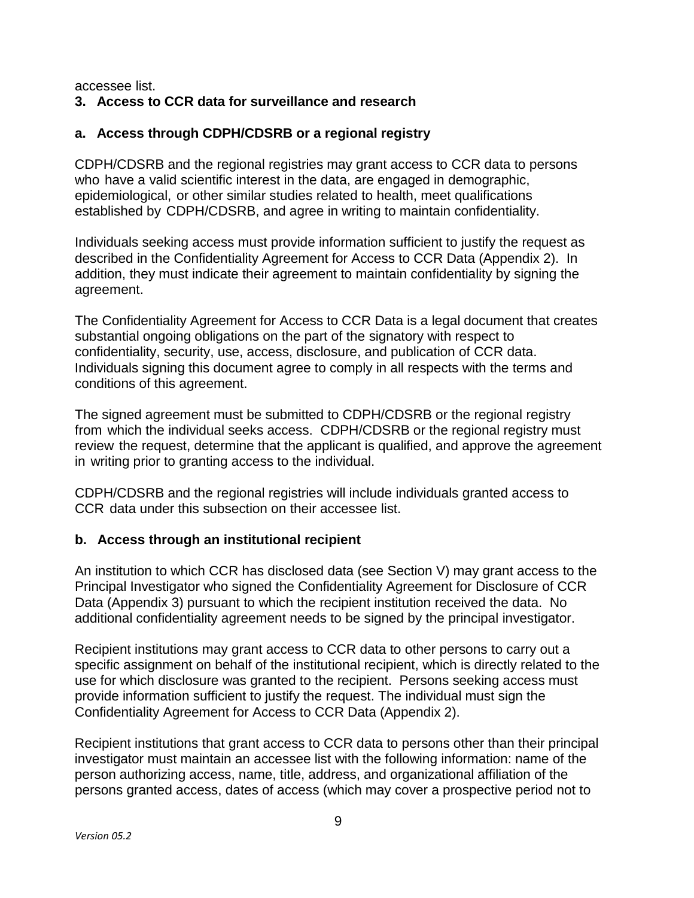accessee list.

### 3. Access to CCR data for surveillance and research

#### a. Access through CDPH/CDSRB or a regional registry

CDPH/CDSRB and the regional registries may grant access to CCR data to persons who have a valid scientific interest in the data, are engaged in demographic, epidemiological, or other similar studies related to health, meet qualifications established by CDPH/CDSRB, and agree in writing to maintain confidentiality.

Individuals seeking access must provide information sufficient to justify the request as described in the Confidentiality Agreement for Access to CCR Data (Appendix 2). In addition, they must indicate their agreement to maintain confidentiality by signing the agreement.

The Confidentiality Agreement for Access to CCR Data is a legal document that creates substantial ongoing obligations on the part of the signatory with respect to confidentiality, security, use, access, disclosure, and publication of CCR data. Individuals signing this document agree to comply in all respects with the terms and conditions of this agreement.

The signed agreement must be submitted to CDPH/CDSRB or the regional registry from which the individual seeks access. CDPH/CDSRB or the regional registry must review the request, determine that the applicant is qualified, and approve the agreement in writing prior to granting access to the individual.

CDPH/CDSRB and the regional registries will include individuals granted access to CCR data under this subsection on their accessee list.

#### b. Access through an institutional recipient

An institution to which CCR has disclosed data (see Section V) may grant access to the Principal Investigator who signed the Confidentiality Agreement for Disclosure of CCR Data (Appendix 3) pursuant to which the recipient institution received the data. No additional confidentiality agreement needs to be signed by the principal investigator.

Recipient institutions may grant access to CCR data to other persons to carry out a specific assignment on behalf of the institutional recipient, which is directly related to the use for which disclosure was granted to the recipient. Persons seeking access must provide information sufficient to justify the request. The individual must sign the Confidentiality Agreement for Access to CCR Data (Appendix 2).

Recipient institutions that grant access to CCR data to persons other than their principal investigator must maintain an accessee list with the following information: name of the person authorizing access, name, title, address, and organizational affiliation of the persons granted access, dates of access (which may cover a prospective period not to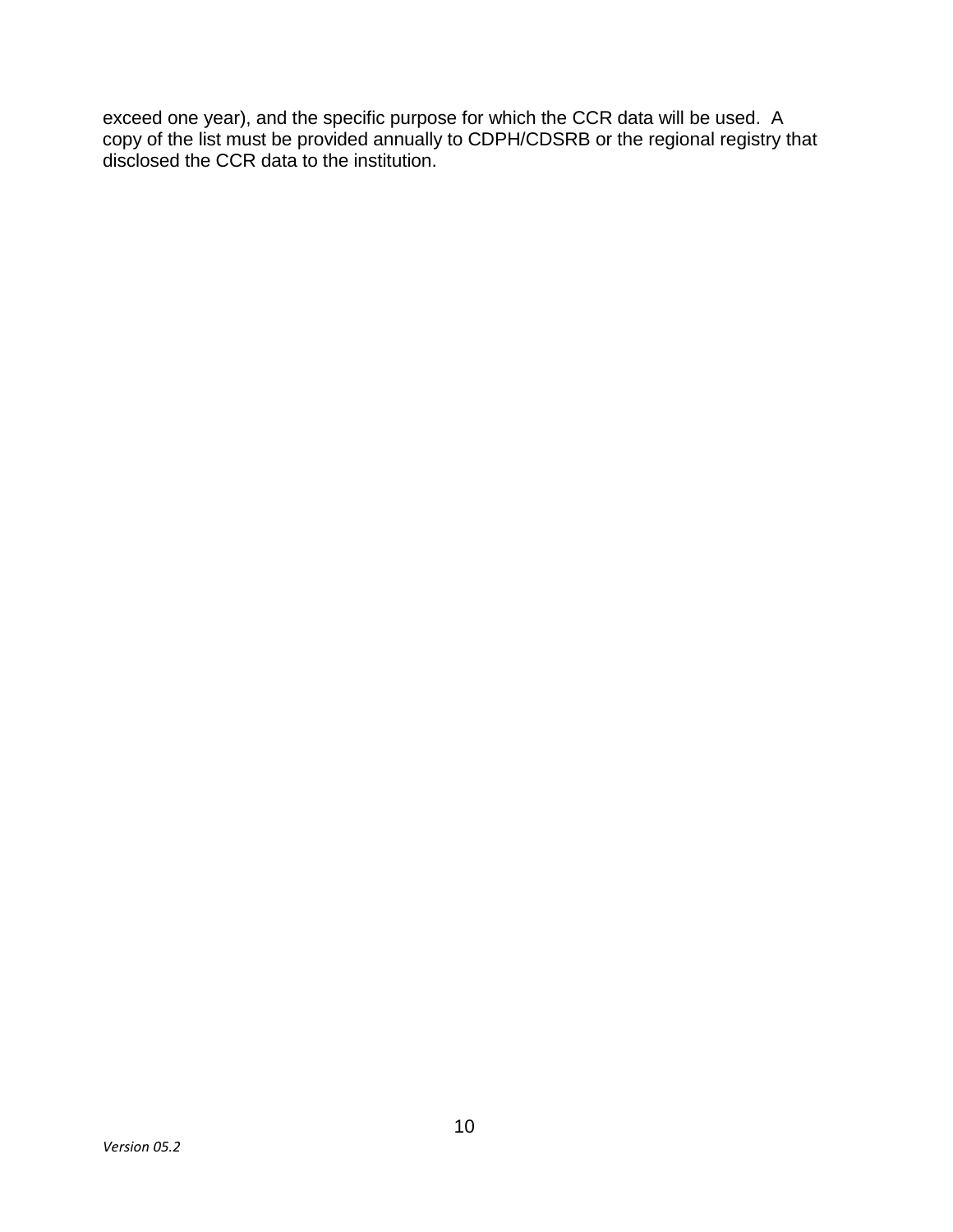exceed one year), and the specific purpose for which the CCR data will be used. A copy of the list must be provided annually to CDPH/CDSRB or the regional registry that disclosed the CCR data to the institution.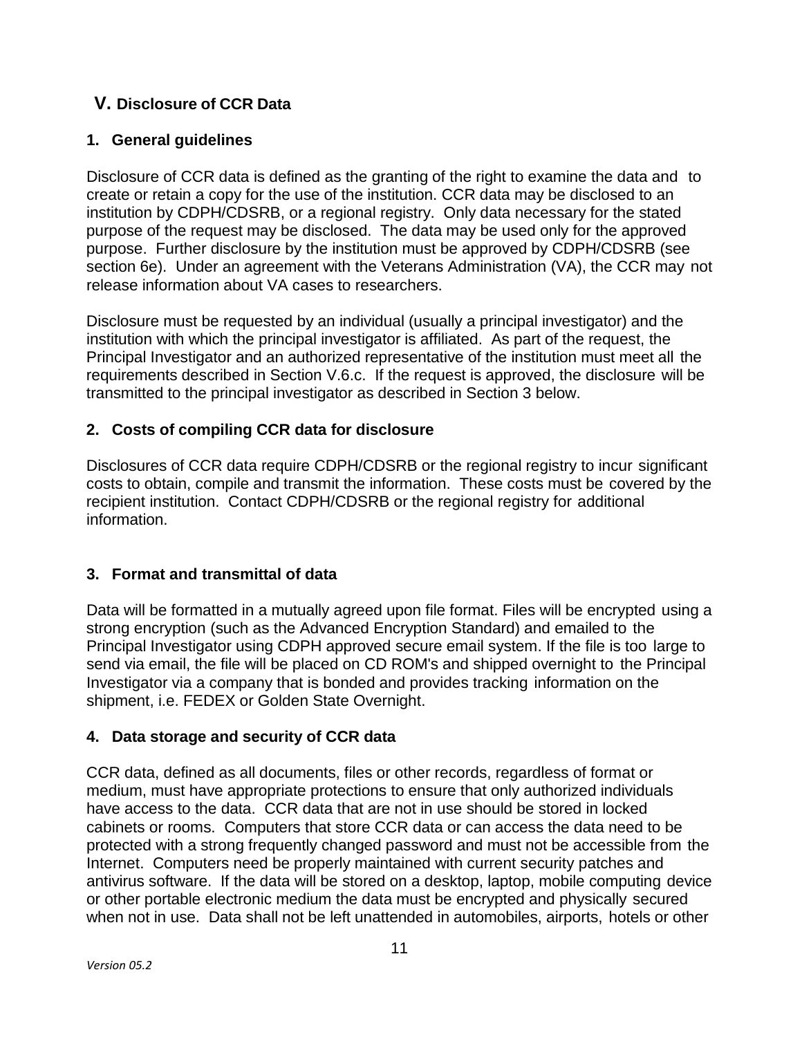## V. Disclosure of CCR Data

### 1. General guidelines

Disclosure of CCR data is defined as the granting of the right to examine the data and to create or retain a copy for the use of the institution. CCR data may be disclosed to an institution by CDPH/CDSRB, or a regional registry. Only data necessary for the stated purpose of the request may be disclosed. The data may be used only for the approved purpose. Further disclosure by the institution must be approved by CDPH/CDSRB (see section 6e). Under an agreement with the Veterans Administration (VA), the CCR may not release information about VA cases to researchers.

Disclosure must be requested by an individual (usually a principal investigator) and the institution with which the principal investigator is affiliated. As part of the request, the Principal Investigator and an authorized representative of the institution must meet all the requirements described in Section V.6.c. If the request is approved, the disclosure will be transmitted to the principal investigator as described in Section 3 below.

### 2. Costs of compiling CCR data for disclosure

Disclosures of CCR data require CDPH/CDSRB or the regional registry to incur significant costs to obtain, compile and transmit the information. These costs must be covered by the recipient institution. Contact CDPH/CDSRB or the regional registry for additional information.

### 3. Format and transmittal of data

Data will be formatted in a mutually agreed upon file format. Files will be encrypted using a strong encryption (such as the Advanced Encryption Standard) and emailed to the Principal Investigator using CDPH approved secure email system. If the file is too large to send via email, the file will be placed on CD ROM's and shipped overnight to the Principal Investigator via a company that is bonded and provides tracking information on the shipment, i.e. FEDEX or Golden State Overnight.

### 4. Data storage and security of CCR data

CCR data, defined as all documents, files or other records, regardless of format or medium, must have appropriate protections to ensure that only authorized individuals have access to the data. CCR data that are not in use should be stored in locked cabinets or rooms. Computers that store CCR data or can access the data need to be protected with a strong frequently changed password and must not be accessible from the Internet. Computers need be properly maintained with current security patches and antivirus software. If the data will be stored on a desktop, laptop, mobile computing device or other portable electronic medium the data must be encrypted and physically secured when not in use. Data shall not be left unattended in automobiles, airports, hotels or other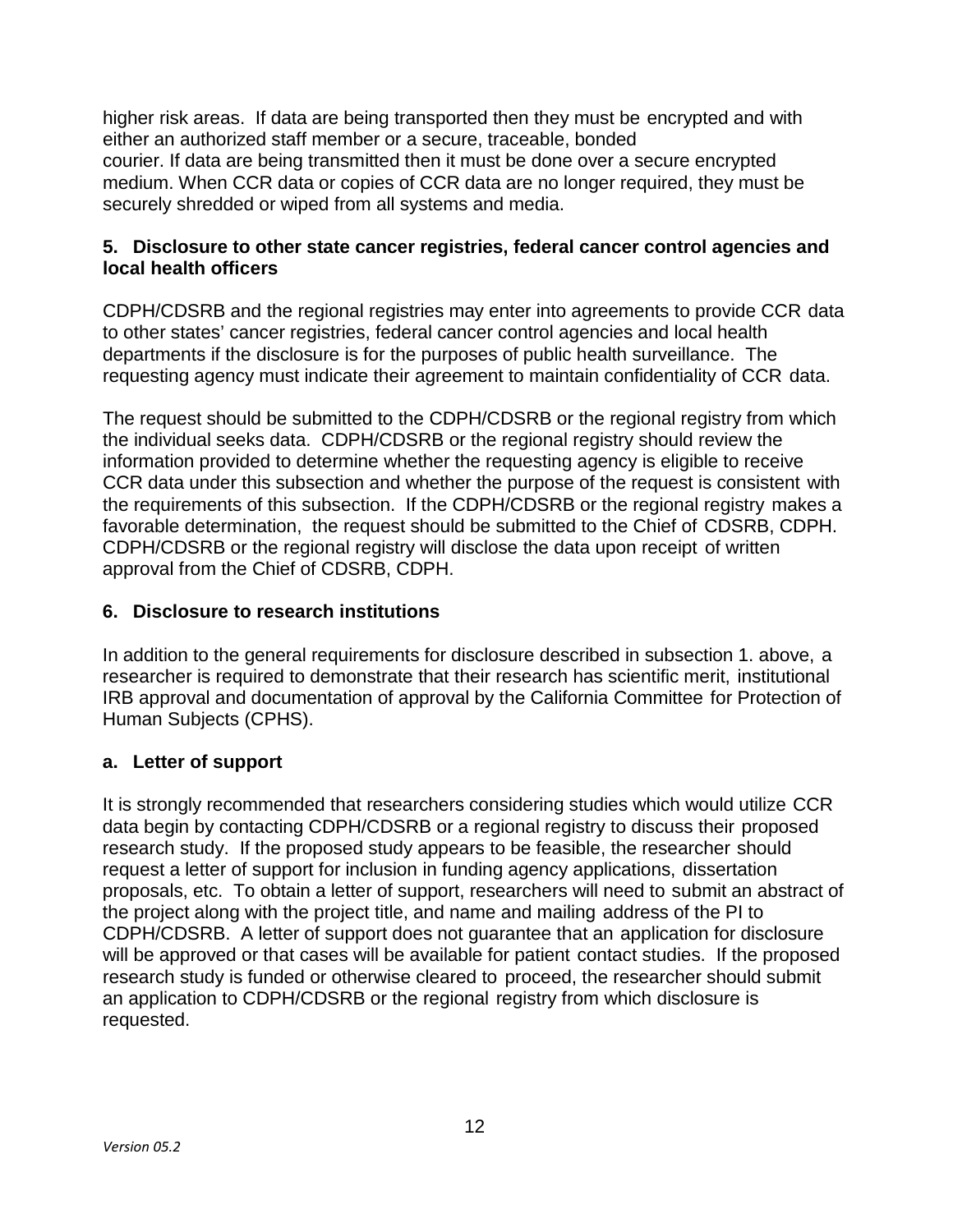higher risk areas. If data are being transported then they must be encrypted and with either an authorized staff member or a secure, traceable, bonded courier. If data are being transmitted then it must be done over a secure encrypted medium. When CCR data or copies of CCR data are no longer required, they must be securely shredded or wiped from all systems and media.

### 5. Disclosure to other state cancer registries, federal cancer control agencies and local health officers

CDPH/CDSRB and the regional registries may enter into agreements to provide CCR data to other states' cancer registries, federal cancer control agencies and local health departments if the disclosure is for the purposes of public health surveillance. The requesting agency must indicate their agreement to maintain confidentiality of CCR data.

The request should be submitted to the CDPH/CDSRB or the regional registry from which the individual seeks data. CDPH/CDSRB or the regional registry should review the information provided to determine whether the requesting agency is eligible to receive CCR data under this subsection and whether the purpose of the request is consistent with the requirements of this subsection. If the CDPH/CDSRB or the regional registry makes a favorable determination, the request should be submitted to the Chief of CDSRB, CDPH. CDPH/CDSRB or the regional registry will disclose the data upon receipt of written approval from the Chief of CDSRB, CDPH.

### 6. Disclosure to research institutions

In addition to the general requirements for disclosure described in subsection 1. above, a researcher is required to demonstrate that their research has scientific merit, institutional IRB approval and documentation of approval by the California Committee for Protection of Human Subjects (CPHS).

#### a. Letter of support

It is strongly recommended that researchers considering studies which would utilize CCR data begin by contacting CDPH/CDSRB or a regional registry to discuss their proposed research study. If the proposed study appears to be feasible, the researcher should request a letter of support for inclusion in funding agency applications, dissertation proposals, etc. To obtain a letter of support, researchers will need to submit an abstract of the project along with the project title, and name and mailing address of the PI to CDPH/CDSRB. A letter of support does not guarantee that an application for disclosure will be approved or that cases will be available for patient contact studies. If the proposed research study is funded or otherwise cleared to proceed, the researcher should submit an application to CDPH/CDSRB or the regional registry from which disclosure is requested.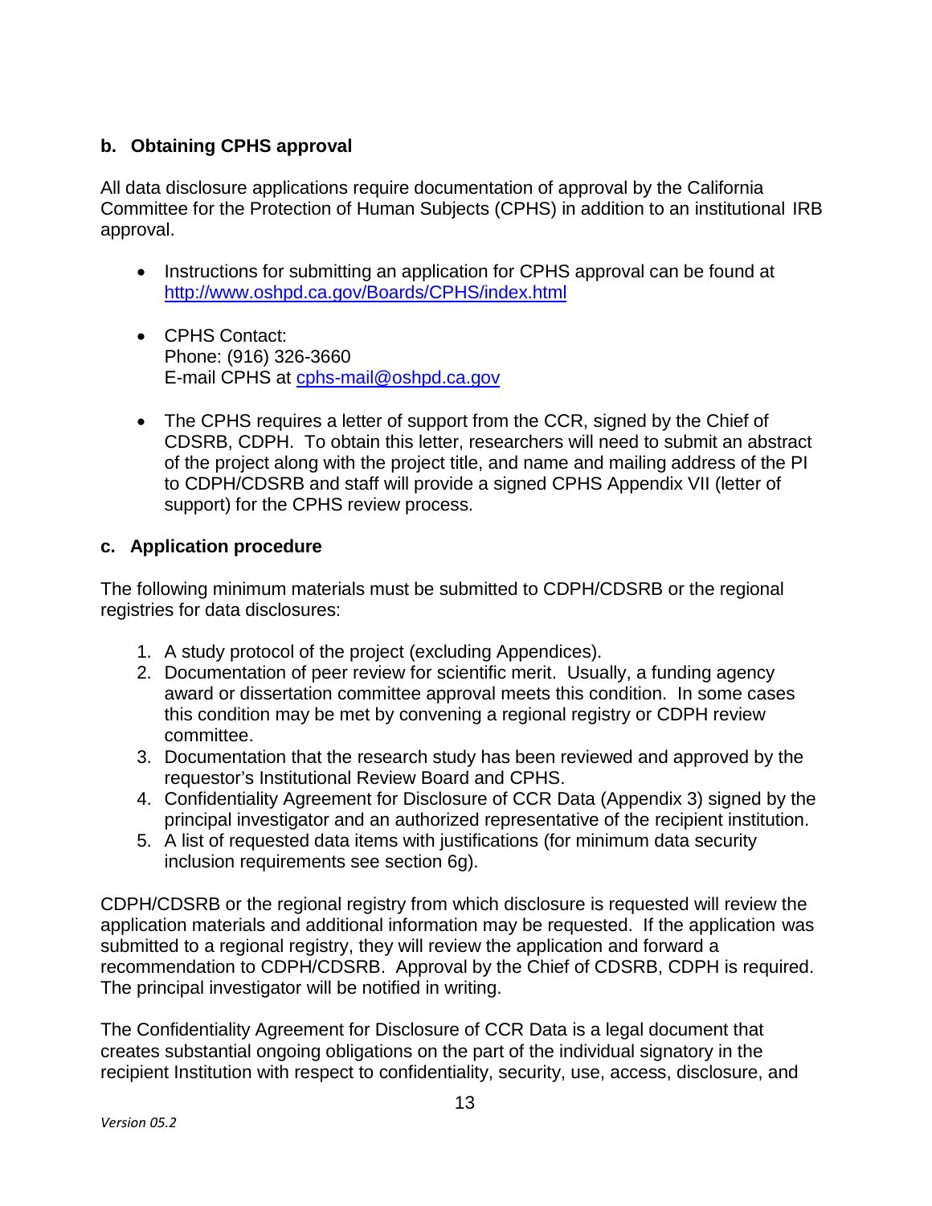### b. Obtaining CPHS approval

All data disclosure applications require documentation of approval by the California Committee for the Protection of Human Subjects (CPHS) in addition to an institutional IRB approval.

- Instructions for submitting an application for CPHS approval can be found at http://www.oshpd.ca.gov/Boards/CPHS/index.html

- CPHS Contact:
  Phone: (916) 326-3660
  E-mail CPHS at cphs-mail@oshpd.ca.gov

- The CPHS requires a letter of support from the CCR, signed by the Chief of CDSRB, CDPH. To obtain this letter, researchers will need to submit an abstract of the project along with the project title, and name and mailing address of the PI to CDPH/CDSRB and staff will provide a signed CPHS Appendix VII (letter of support) for the CPHS review process.

### c. Application procedure

The following minimum materials must be submitted to CDPH/CDSRB or the regional registries for data disclosures:

1. A study protocol of the project (excluding Appendices).
2. Documentation of peer review for scientific merit. Usually, a funding agency award or dissertation committee approval meets this condition. In some cases this condition may be met by convening a regional registry or CDPH review committee.
3. Documentation that the research study has been reviewed and approved by the requestor's Institutional Review Board and CPHS.
4. Confidentiality Agreement for Disclosure of CCR Data (Appendix 3) signed by the principal investigator and an authorized representative of the recipient institution.
5. A list of requested data items with justifications (for minimum data security inclusion requirements see section 6g).

CDPH/CDSRB or the regional registry from which disclosure is requested will review the application materials and additional information may be requested. If the application was submitted to a regional registry, they will review the application and forward a recommendation to CDPH/CDSRB. Approval by the Chief of CDSRB, CDPH is required. The principal investigator will be notified in writing.

The Confidentiality Agreement for Disclosure of CCR Data is a legal document that creates substantial ongoing obligations on the part of the individual signatory in the recipient Institution with respect to confidentiality, security, use, access, disclosure, and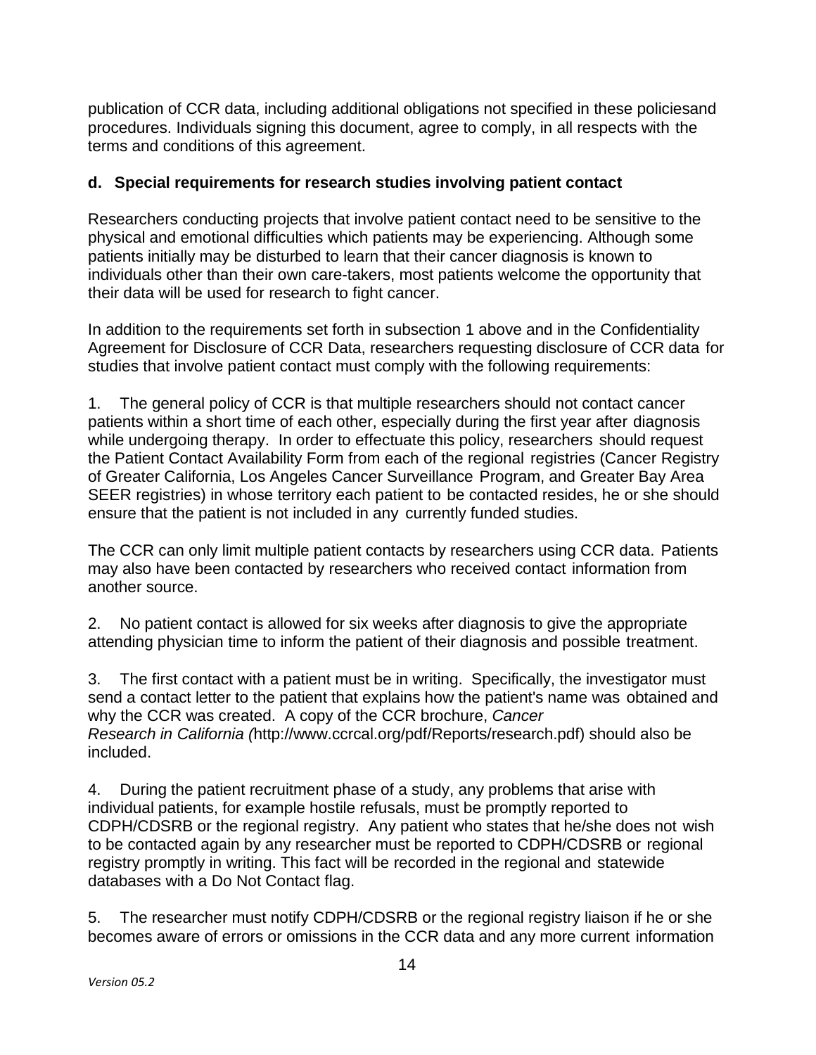publication of CCR data, including additional obligations not specified in these policiesand procedures. Individuals signing this document, agree to comply, in all respects with the terms and conditions of this agreement.

### d. Special requirements for research studies involving patient contact

Researchers conducting projects that involve patient contact need to be sensitive to the physical and emotional difficulties which patients may be experiencing. Although some patients initially may be disturbed to learn that their cancer diagnosis is known to individuals other than their own care-takers, most patients welcome the opportunity that their data will be used for research to fight cancer.

In addition to the requirements set forth in subsection 1 above and in the Confidentiality Agreement for Disclosure of CCR Data, researchers requesting disclosure of CCR data for studies that involve patient contact must comply with the following requirements:

1. The general policy of CCR is that multiple researchers should not contact cancer patients within a short time of each other, especially during the first year after diagnosis while undergoing therapy. In order to effectuate this policy, researchers should request the Patient Contact Availability Form from each of the regional registries (Cancer Registry of Greater California, Los Angeles Cancer Surveillance Program, and Greater Bay Area SEER registries) in whose territory each patient to be contacted resides, he or she should ensure that the patient is not included in any currently funded studies.

   The CCR can only limit multiple patient contacts by researchers using CCR data. Patients may also have been contacted by researchers who received contact information from another source.

2. No patient contact is allowed for six weeks after diagnosis to give the appropriate attending physician time to inform the patient of their diagnosis and possible treatment.

3. The first contact with a patient must be in writing. Specifically, the investigator must send a contact letter to the patient that explains how the patient's name was obtained and why the CCR was created. A copy of the CCR brochure, *Cancer Research in California (*http://www.ccrcal.org/pdf/Reports/research.pdf) should also be included.

4. During the patient recruitment phase of a study, any problems that arise with individual patients, for example hostile refusals, must be promptly reported to CDPH/CDSRB or the regional registry. Any patient who states that he/she does not wish to be contacted again by any researcher must be reported to CDPH/CDSRB or regional registry promptly in writing. This fact will be recorded in the regional and statewide databases with a Do Not Contact flag.

5. The researcher must notify CDPH/CDSRB or the regional registry liaison if he or she becomes aware of errors or omissions in the CCR data and any more current information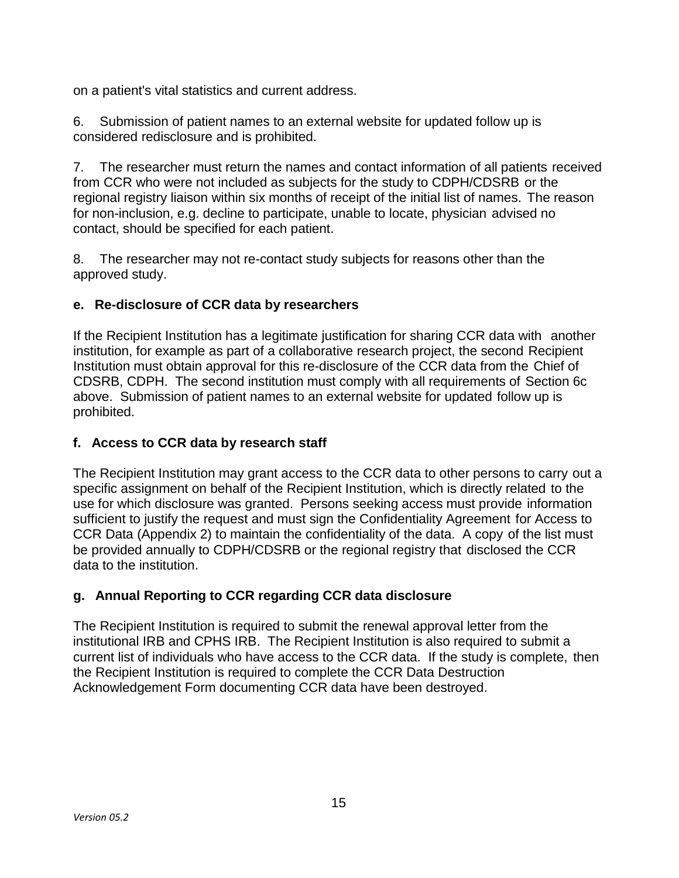on a patient's vital statistics and current address.

6. Submission of patient names to an external website for updated follow up is considered redisclosure and is prohibited.

7. The researcher must return the names and contact information of all patients received from CCR who were not included as subjects for the study to CDPH/CDSRB or the regional registry liaison within six months of receipt of the initial list of names. The reason for non-inclusion, e.g. decline to participate, unable to locate, physician advised no contact, should be specified for each patient.

8. The researcher may not re-contact study subjects for reasons other than the approved study.

### e. Re-disclosure of CCR data by researchers

If the Recipient Institution has a legitimate justification for sharing CCR data with another institution, for example as part of a collaborative research project, the second Recipient Institution must obtain approval for this re-disclosure of the CCR data from the Chief of CDSRB, CDPH. The second institution must comply with all requirements of Section 6c above. Submission of patient names to an external website for updated follow up is prohibited.

### f. Access to CCR data by research staff

The Recipient Institution may grant access to the CCR data to other persons to carry out a specific assignment on behalf of the Recipient Institution, which is directly related to the use for which disclosure was granted. Persons seeking access must provide information sufficient to justify the request and must sign the Confidentiality Agreement for Access to CCR Data (Appendix 2) to maintain the confidentiality of the data. A copy of the list must be provided annually to CDPH/CDSRB or the regional registry that disclosed the CCR data to the institution.

### g. Annual Reporting to CCR regarding CCR data disclosure

The Recipient Institution is required to submit the renewal approval letter from the institutional IRB and CPHS IRB. The Recipient Institution is also required to submit a current list of individuals who have access to the CCR data. If the study is complete, then the Recipient Institution is required to complete the CCR Data Destruction Acknowledgement Form documenting CCR data have been destroyed.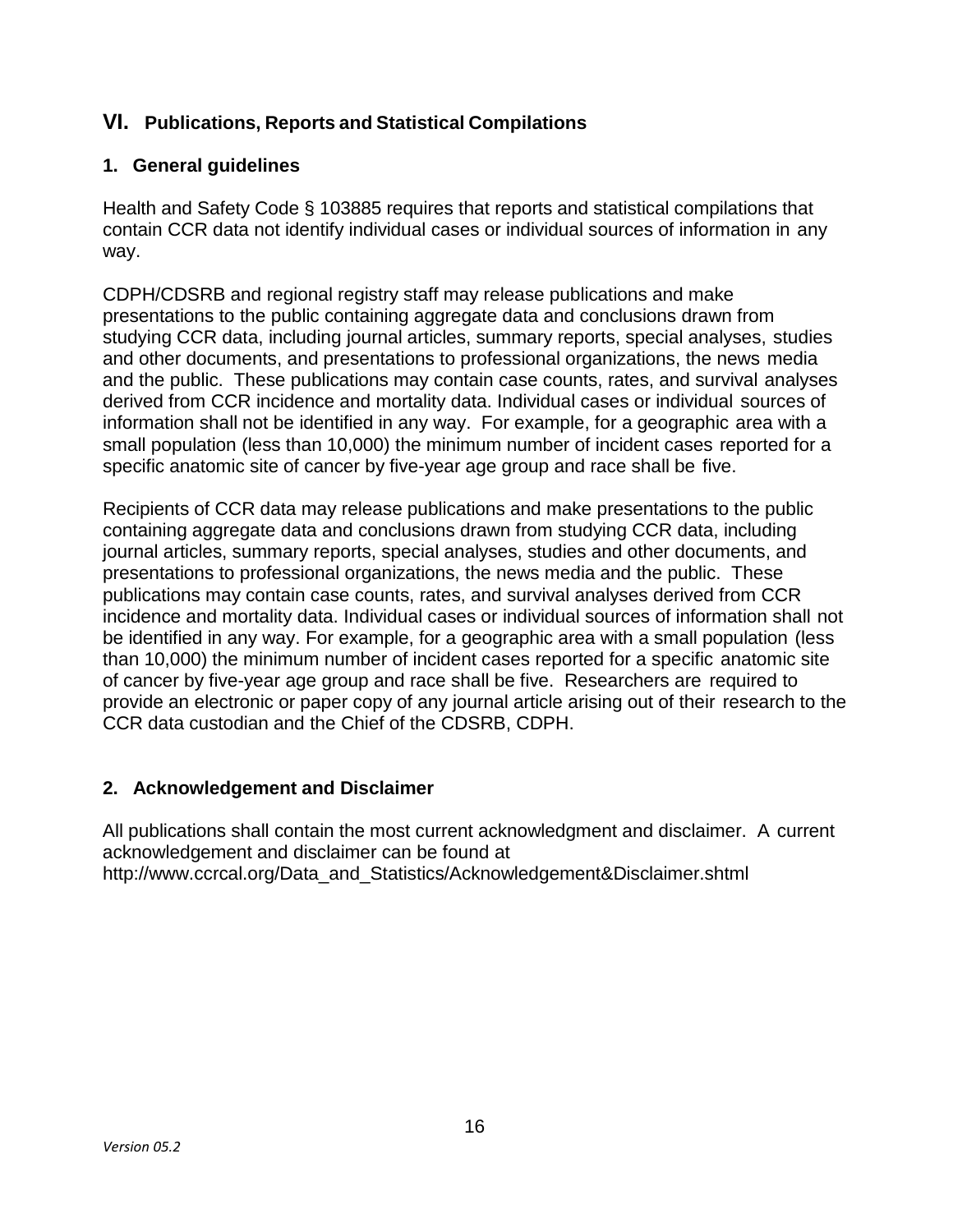## VI. Publications, Reports and Statistical Compilations

### 1. General guidelines

Health and Safety Code § 103885 requires that reports and statistical compilations that contain CCR data not identify individual cases or individual sources of information in any way.

CDPH/CDSRB and regional registry staff may release publications and make presentations to the public containing aggregate data and conclusions drawn from studying CCR data, including journal articles, summary reports, special analyses, studies and other documents, and presentations to professional organizations, the news media and the public. These publications may contain case counts, rates, and survival analyses derived from CCR incidence and mortality data. Individual cases or individual sources of information shall not be identified in any way. For example, for a geographic area with a small population (less than 10,000) the minimum number of incident cases reported for a specific anatomic site of cancer by five-year age group and race shall be five.

Recipients of CCR data may release publications and make presentations to the public containing aggregate data and conclusions drawn from studying CCR data, including journal articles, summary reports, special analyses, studies and other documents, and presentations to professional organizations, the news media and the public. These publications may contain case counts, rates, and survival analyses derived from CCR incidence and mortality data. Individual cases or individual sources of information shall not be identified in any way. For example, for a geographic area with a small population (less than 10,000) the minimum number of incident cases reported for a specific anatomic site of cancer by five-year age group and race shall be five. Researchers are required to provide an electronic or paper copy of any journal article arising out of their research to the CCR data custodian and the Chief of the CDSRB, CDPH.

### 2. Acknowledgement and Disclaimer

All publications shall contain the most current acknowledgment and disclaimer. A current acknowledgement and disclaimer can be found at http://www.ccrcal.org/Data_and_Statistics/Acknowledgement&Disclaimer.shtml

*Version 05.2*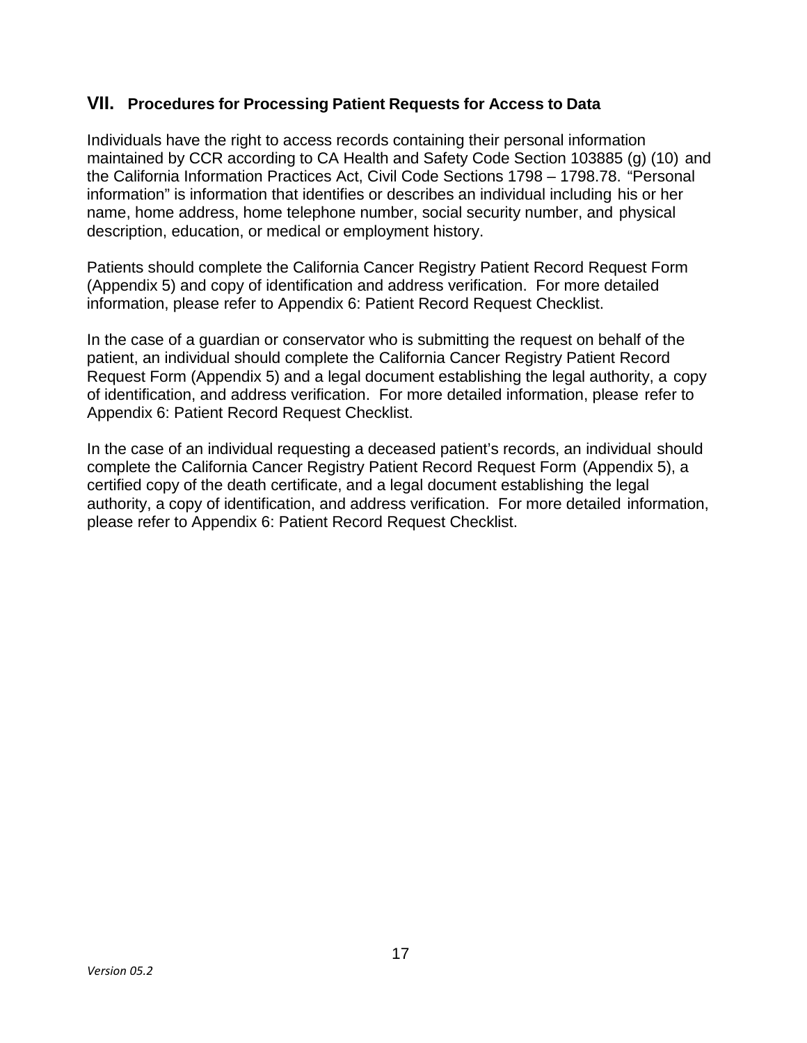## VII. Procedures for Processing Patient Requests for Access to Data

Individuals have the right to access records containing their personal information maintained by CCR according to CA Health and Safety Code Section 103885 (g) (10) and the California Information Practices Act, Civil Code Sections 1798 – 1798.78. "Personal information" is information that identifies or describes an individual including his or her name, home address, home telephone number, social security number, and physical description, education, or medical or employment history.

Patients should complete the California Cancer Registry Patient Record Request Form (Appendix 5) and copy of identification and address verification. For more detailed information, please refer to Appendix 6: Patient Record Request Checklist.

In the case of a guardian or conservator who is submitting the request on behalf of the patient, an individual should complete the California Cancer Registry Patient Record Request Form (Appendix 5) and a legal document establishing the legal authority, a copy of identification, and address verification. For more detailed information, please refer to Appendix 6: Patient Record Request Checklist.

In the case of an individual requesting a deceased patient's records, an individual should complete the California Cancer Registry Patient Record Request Form (Appendix 5), a certified copy of the death certificate, and a legal document establishing the legal authority, a copy of identification, and address verification. For more detailed information, please refer to Appendix 6: Patient Record Request Checklist.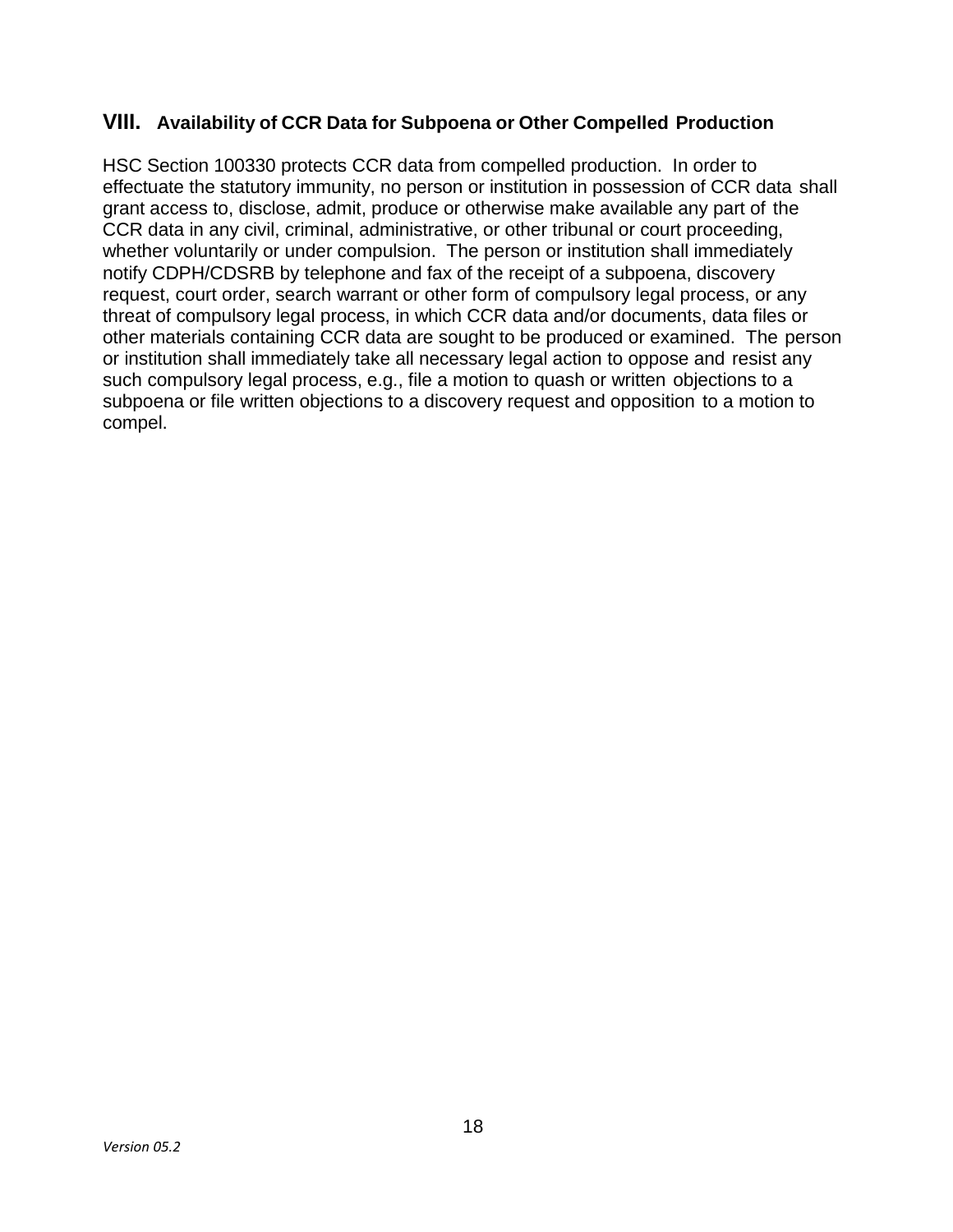## VIII. Availability of CCR Data for Subpoena or Other Compelled Production

HSC Section 100330 protects CCR data from compelled production. In order to effectuate the statutory immunity, no person or institution in possession of CCR data shall grant access to, disclose, admit, produce or otherwise make available any part of the CCR data in any civil, criminal, administrative, or other tribunal or court proceeding, whether voluntarily or under compulsion. The person or institution shall immediately notify CDPH/CDSRB by telephone and fax of the receipt of a subpoena, discovery request, court order, search warrant or other form of compulsory legal process, or any threat of compulsory legal process, in which CCR data and/or documents, data files or other materials containing CCR data are sought to be produced or examined. The person or institution shall immediately take all necessary legal action to oppose and resist any such compulsory legal process, e.g., file a motion to quash or written objections to a subpoena or file written objections to a discovery request and opposition to a motion to compel.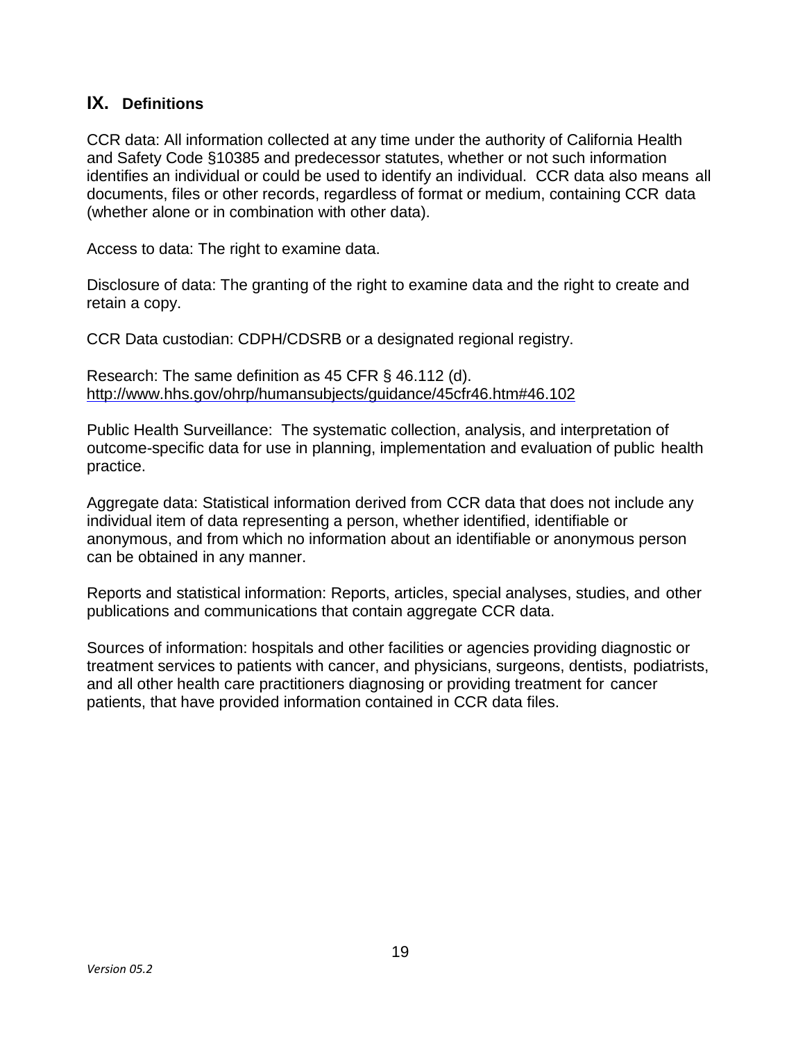## IX. Definitions

CCR data: All information collected at any time under the authority of California Health and Safety Code §10385 and predecessor statutes, whether or not such information identifies an individual or could be used to identify an individual. CCR data also means all documents, files or other records, regardless of format or medium, containing CCR data (whether alone or in combination with other data).

Access to data: The right to examine data.

Disclosure of data: The granting of the right to examine data and the right to create and retain a copy.

CCR Data custodian: CDPH/CDSRB or a designated regional registry.

Research: The same definition as 45 CFR § 46.112 (d).
[http://www.hhs.gov/ohrp/humansubjects/guidance/45cfr46.htm#46.102](http://www.hhs.gov/ohrp/humansubjects/guidance/45cfr46.htm#46.102)

Public Health Surveillance: The systematic collection, analysis, and interpretation of outcome-specific data for use in planning, implementation and evaluation of public health practice.

Aggregate data: Statistical information derived from CCR data that does not include any individual item of data representing a person, whether identified, identifiable or anonymous, and from which no information about an identifiable or anonymous person can be obtained in any manner.

Reports and statistical information: Reports, articles, special analyses, studies, and other publications and communications that contain aggregate CCR data.

Sources of information: hospitals and other facilities or agencies providing diagnostic or treatment services to patients with cancer, and physicians, surgeons, dentists, podiatrists, and all other health care practitioners diagnosing or providing treatment for cancer patients, that have provided information contained in CCR data files.

*Version 05.2*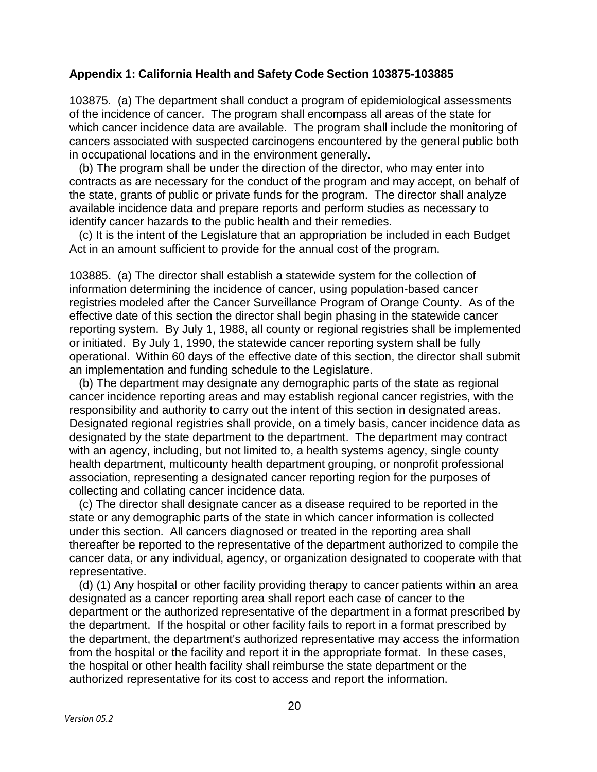## Appendix 1: California Health and Safety Code Section 103875-103885

103875. (a) The department shall conduct a program of epidemiological assessments of the incidence of cancer. The program shall encompass all areas of the state for which cancer incidence data are available. The program shall include the monitoring of cancers associated with suspected carcinogens encountered by the general public both in occupational locations and in the environment generally.

(b) The program shall be under the direction of the director, who may enter into contracts as are necessary for the conduct of the program and may accept, on behalf of the state, grants of public or private funds for the program. The director shall analyze available incidence data and prepare reports and perform studies as necessary to identify cancer hazards to the public health and their remedies.

(c) It is the intent of the Legislature that an appropriation be included in each Budget Act in an amount sufficient to provide for the annual cost of the program.

103885. (a) The director shall establish a statewide system for the collection of information determining the incidence of cancer, using population-based cancer registries modeled after the Cancer Surveillance Program of Orange County. As of the effective date of this section the director shall begin phasing in the statewide cancer reporting system. By July 1, 1988, all county or regional registries shall be implemented or initiated. By July 1, 1990, the statewide cancer reporting system shall be fully operational. Within 60 days of the effective date of this section, the director shall submit an implementation and funding schedule to the Legislature.

(b) The department may designate any demographic parts of the state as regional cancer incidence reporting areas and may establish regional cancer registries, with the responsibility and authority to carry out the intent of this section in designated areas. Designated regional registries shall provide, on a timely basis, cancer incidence data as designated by the state department to the department. The department may contract with an agency, including, but not limited to, a health systems agency, single county health department, multicounty health department grouping, or nonprofit professional association, representing a designated cancer reporting region for the purposes of collecting and collating cancer incidence data.

(c) The director shall designate cancer as a disease required to be reported in the state or any demographic parts of the state in which cancer information is collected under this section. All cancers diagnosed or treated in the reporting area shall thereafter be reported to the representative of the department authorized to compile the cancer data, or any individual, agency, or organization designated to cooperate with that representative.

(d) (1) Any hospital or other facility providing therapy to cancer patients within an area designated as a cancer reporting area shall report each case of cancer to the department or the authorized representative of the department in a format prescribed by the department. If the hospital or other facility fails to report in a format prescribed by the department, the department's authorized representative may access the information from the hospital or the facility and report it in the appropriate format. In these cases, the hospital or other health facility shall reimburse the state department or the authorized representative for its cost to access and report the information.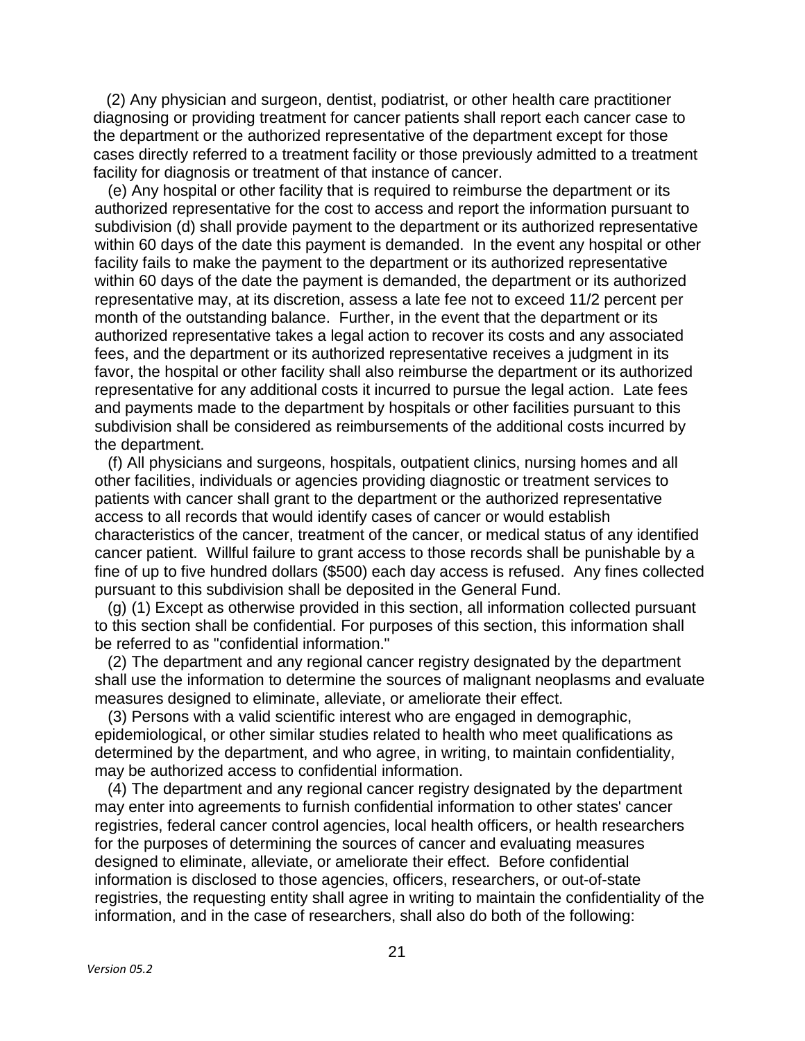(2) Any physician and surgeon, dentist, podiatrist, or other health care practitioner diagnosing or providing treatment for cancer patients shall report each cancer case to the department or the authorized representative of the department except for those cases directly referred to a treatment facility or those previously admitted to a treatment facility for diagnosis or treatment of that instance of cancer.

(e) Any hospital or other facility that is required to reimburse the department or its authorized representative for the cost to access and report the information pursuant to subdivision (d) shall provide payment to the department or its authorized representative within 60 days of the date this payment is demanded. In the event any hospital or other facility fails to make the payment to the department or its authorized representative within 60 days of the date the payment is demanded, the department or its authorized representative may, at its discretion, assess a late fee not to exceed 11/2 percent per month of the outstanding balance. Further, in the event that the department or its authorized representative takes a legal action to recover its costs and any associated fees, and the department or its authorized representative receives a judgment in its favor, the hospital or other facility shall also reimburse the department or its authorized representative for any additional costs it incurred to pursue the legal action. Late fees and payments made to the department by hospitals or other facilities pursuant to this subdivision shall be considered as reimbursements of the additional costs incurred by the department.

(f) All physicians and surgeons, hospitals, outpatient clinics, nursing homes and all other facilities, individuals or agencies providing diagnostic or treatment services to patients with cancer shall grant to the department or the authorized representative access to all records that would identify cases of cancer or would establish characteristics of the cancer, treatment of the cancer, or medical status of any identified cancer patient. Willful failure to grant access to those records shall be punishable by a fine of up to five hundred dollars ($500) each day access is refused. Any fines collected pursuant to this subdivision shall be deposited in the General Fund.

(g) (1) Except as otherwise provided in this section, all information collected pursuant to this section shall be confidential. For purposes of this section, this information shall be referred to as "confidential information."

(2) The department and any regional cancer registry designated by the department shall use the information to determine the sources of malignant neoplasms and evaluate measures designed to eliminate, alleviate, or ameliorate their effect.

(3) Persons with a valid scientific interest who are engaged in demographic, epidemiological, or other similar studies related to health who meet qualifications as determined by the department, and who agree, in writing, to maintain confidentiality, may be authorized access to confidential information.

(4) The department and any regional cancer registry designated by the department may enter into agreements to furnish confidential information to other states' cancer registries, federal cancer control agencies, local health officers, or health researchers for the purposes of determining the sources of cancer and evaluating measures designed to eliminate, alleviate, or ameliorate their effect. Before confidential information is disclosed to those agencies, officers, researchers, or out-of-state registries, the requesting entity shall agree in writing to maintain the confidentiality of the information, and in the case of researchers, shall also do both of the following:

*Version 05.2*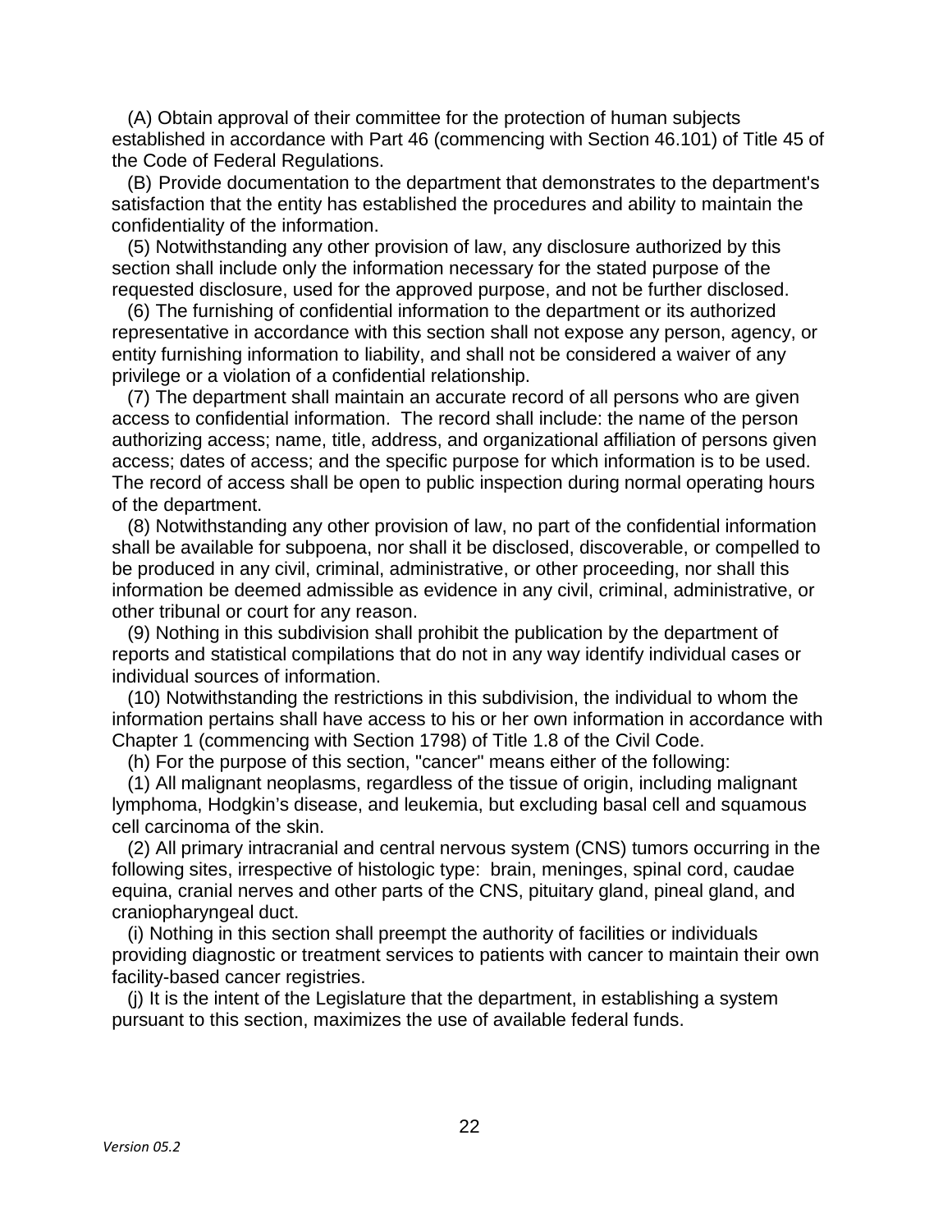(A) Obtain approval of their committee for the protection of human subjects established in accordance with Part 46 (commencing with Section 46.101) of Title 45 of the Code of Federal Regulations.

(B) Provide documentation to the department that demonstrates to the department's satisfaction that the entity has established the procedures and ability to maintain the confidentiality of the information.

(5) Notwithstanding any other provision of law, any disclosure authorized by this section shall include only the information necessary for the stated purpose of the requested disclosure, used for the approved purpose, and not be further disclosed.

(6) The furnishing of confidential information to the department or its authorized representative in accordance with this section shall not expose any person, agency, or entity furnishing information to liability, and shall not be considered a waiver of any privilege or a violation of a confidential relationship.

(7) The department shall maintain an accurate record of all persons who are given access to confidential information. The record shall include: the name of the person authorizing access; name, title, address, and organizational affiliation of persons given access; dates of access; and the specific purpose for which information is to be used. The record of access shall be open to public inspection during normal operating hours of the department.

(8) Notwithstanding any other provision of law, no part of the confidential information shall be available for subpoena, nor shall it be disclosed, discoverable, or compelled to be produced in any civil, criminal, administrative, or other proceeding, nor shall this information be deemed admissible as evidence in any civil, criminal, administrative, or other tribunal or court for any reason.

(9) Nothing in this subdivision shall prohibit the publication by the department of reports and statistical compilations that do not in any way identify individual cases or individual sources of information.

(10) Notwithstanding the restrictions in this subdivision, the individual to whom the information pertains shall have access to his or her own information in accordance with Chapter 1 (commencing with Section 1798) of Title 1.8 of the Civil Code.

(h) For the purpose of this section, "cancer" means either of the following:

(1) All malignant neoplasms, regardless of the tissue of origin, including malignant lymphoma, Hodgkin's disease, and leukemia, but excluding basal cell and squamous cell carcinoma of the skin.

(2) All primary intracranial and central nervous system (CNS) tumors occurring in the following sites, irrespective of histologic type: brain, meninges, spinal cord, caudae equina, cranial nerves and other parts of the CNS, pituitary gland, pineal gland, and craniopharyngeal duct.

(i) Nothing in this section shall preempt the authority of facilities or individuals providing diagnostic or treatment services to patients with cancer to maintain their own facility-based cancer registries.

(j) It is the intent of the Legislature that the department, in establishing a system pursuant to this section, maximizes the use of available federal funds.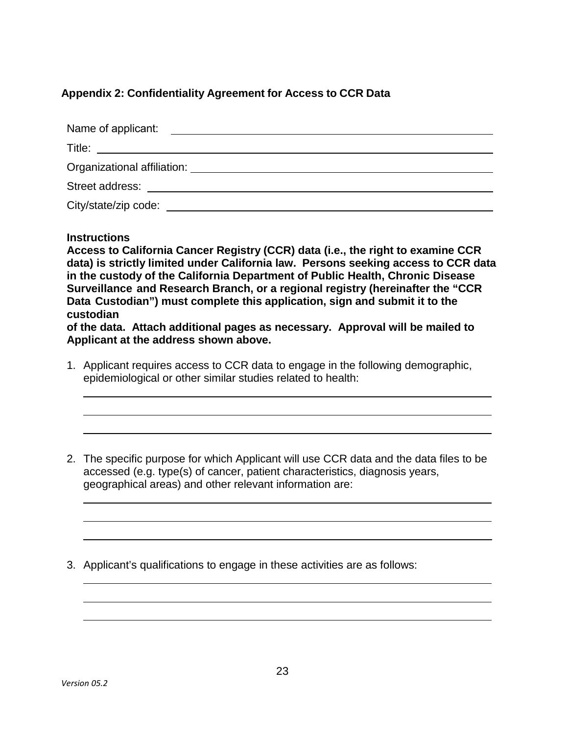## Appendix 2: Confidentiality Agreement for Access to CCR Data

Name of applicant: ______________________________

Title: ______________________________

Organizational affiliation: ______________________________

Street address: ______________________________

City/state/zip code: ______________________________

**Instructions**

**Access to California Cancer Registry (CCR) data (i.e., the right to examine CCR data) is strictly limited under California law. Persons seeking access to CCR data in the custody of the California Department of Public Health, Chronic Disease Surveillance and Research Branch, or a regional registry (hereinafter the "CCR Data Custodian") must complete this application, sign and submit it to the custodian of the data. Attach additional pages as necessary. Approval will be mailed to Applicant at the address shown above.**

1. Applicant requires access to CCR data to engage in the following demographic, epidemiological or other similar studies related to health:

   ______________________________

   ______________________________

   ______________________________

2. The specific purpose for which Applicant will use CCR data and the data files to be accessed (e.g. type(s) of cancer, patient characteristics, diagnosis years, geographical areas) and other relevant information are:

   ______________________________

   ______________________________

   ______________________________

3. Applicant's qualifications to engage in these activities are as follows:

   ______________________________

   ______________________________

   ______________________________

*Version 05.2*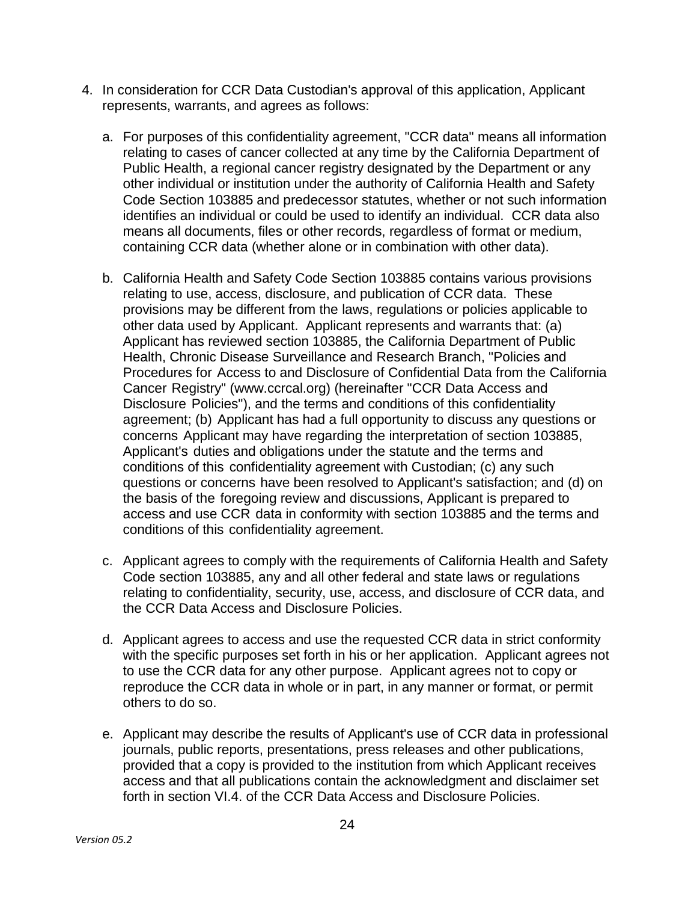4. In consideration for CCR Data Custodian's approval of this application, Applicant represents, warrants, and agrees as follows:

   a. For purposes of this confidentiality agreement, "CCR data" means all information relating to cases of cancer collected at any time by the California Department of Public Health, a regional cancer registry designated by the Department or any other individual or institution under the authority of California Health and Safety Code Section 103885 and predecessor statutes, whether or not such information identifies an individual or could be used to identify an individual. CCR data also means all documents, files or other records, regardless of format or medium, containing CCR data (whether alone or in combination with other data).

   b. California Health and Safety Code Section 103885 contains various provisions relating to use, access, disclosure, and publication of CCR data. These provisions may be different from the laws, regulations or policies applicable to other data used by Applicant. Applicant represents and warrants that: (a) Applicant has reviewed section 103885, the California Department of Public Health, Chronic Disease Surveillance and Research Branch, "Policies and Procedures for Access to and Disclosure of Confidential Data from the California Cancer Registry" (www.ccrcal.org) (hereinafter "CCR Data Access and Disclosure Policies"), and the terms and conditions of this confidentiality agreement; (b) Applicant has had a full opportunity to discuss any questions or concerns Applicant may have regarding the interpretation of section 103885, Applicant's duties and obligations under the statute and the terms and conditions of this confidentiality agreement with Custodian; (c) any such questions or concerns have been resolved to Applicant's satisfaction; and (d) on the basis of the foregoing review and discussions, Applicant is prepared to access and use CCR data in conformity with section 103885 and the terms and conditions of this confidentiality agreement.

   c. Applicant agrees to comply with the requirements of California Health and Safety Code section 103885, any and all other federal and state laws or regulations relating to confidentiality, security, use, access, and disclosure of CCR data, and the CCR Data Access and Disclosure Policies.

   d. Applicant agrees to access and use the requested CCR data in strict conformity with the specific purposes set forth in his or her application. Applicant agrees not to use the CCR data for any other purpose. Applicant agrees not to copy or reproduce the CCR data in whole or in part, in any manner or format, or permit others to do so.

   e. Applicant may describe the results of Applicant's use of CCR data in professional journals, public reports, presentations, press releases and other publications, provided that a copy is provided to the institution from which Applicant receives access and that all publications contain the acknowledgment and disclaimer set forth in section VI.4. of the CCR Data Access and Disclosure Policies.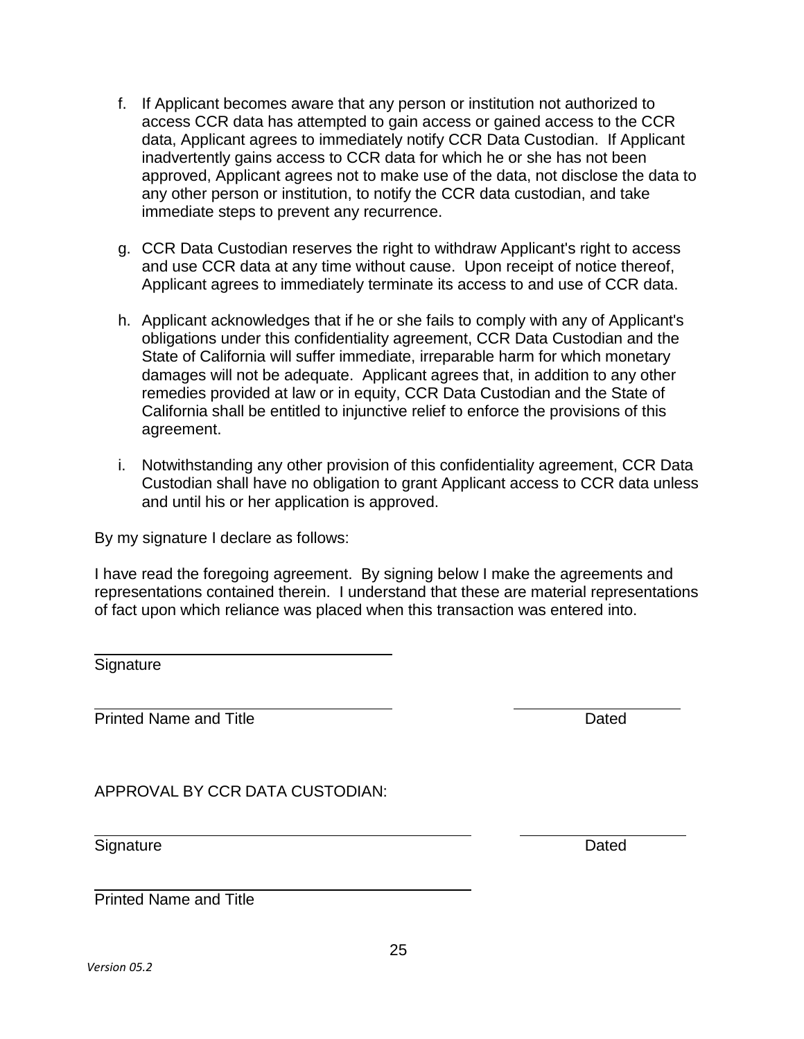f. If Applicant becomes aware that any person or institution not authorized to access CCR data has attempted to gain access or gained access to the CCR data, Applicant agrees to immediately notify CCR Data Custodian. If Applicant inadvertently gains access to CCR data for which he or she has not been approved, Applicant agrees not to make use of the data, not disclose the data to any other person or institution, to notify the CCR data custodian, and take immediate steps to prevent any recurrence.

g. CCR Data Custodian reserves the right to withdraw Applicant's right to access and use CCR data at any time without cause. Upon receipt of notice thereof, Applicant agrees to immediately terminate its access to and use of CCR data.

h. Applicant acknowledges that if he or she fails to comply with any of Applicant's obligations under this confidentiality agreement, CCR Data Custodian and the State of California will suffer immediate, irreparable harm for which monetary damages will not be adequate. Applicant agrees that, in addition to any other remedies provided at law or in equity, CCR Data Custodian and the State of California shall be entitled to injunctive relief to enforce the provisions of this agreement.

i. Notwithstanding any other provision of this confidentiality agreement, CCR Data Custodian shall have no obligation to grant Applicant access to CCR data unless and until his or her application is approved.

By my signature I declare as follows:

I have read the foregoing agreement. By signing below I make the agreements and representations contained therein. I understand that these are material representations of fact upon which reliance was placed when this transaction was entered into.

\_\_\_\_\_\_\_\_\_\_\_\_\_\_\_\_\_\_\_\_\_\_\_\_\_\_\_\_\_\_\_\_\_\_\_\_
Signature

\_\_\_\_\_\_\_\_\_\_\_\_\_\_\_\_\_\_\_\_\_\_\_\_\_\_\_\_\_\_\_\_\_\_\_\_ \_\_\_\_\_\_\_\_\_\_\_\_\_\_\_\_\_\_\_\_
Printed Name and Title Dated

APPROVAL BY CCR DATA CUSTODIAN:

\_\_\_\_\_\_\_\_\_\_\_\_\_\_\_\_\_\_\_\_\_\_\_\_\_\_\_\_\_\_\_\_\_\_\_\_\_\_\_\_\_\_\_\_ \_\_\_\_\_\_\_\_\_\_\_\_\_\_\_\_\_\_\_\_
Signature Dated

\_\_\_\_\_\_\_\_\_\_\_\_\_\_\_\_\_\_\_\_\_\_\_\_\_\_\_\_\_\_\_\_\_\_\_\_\_\_\_\_\_\_\_\_
Printed Name and Title

*Version 05.2*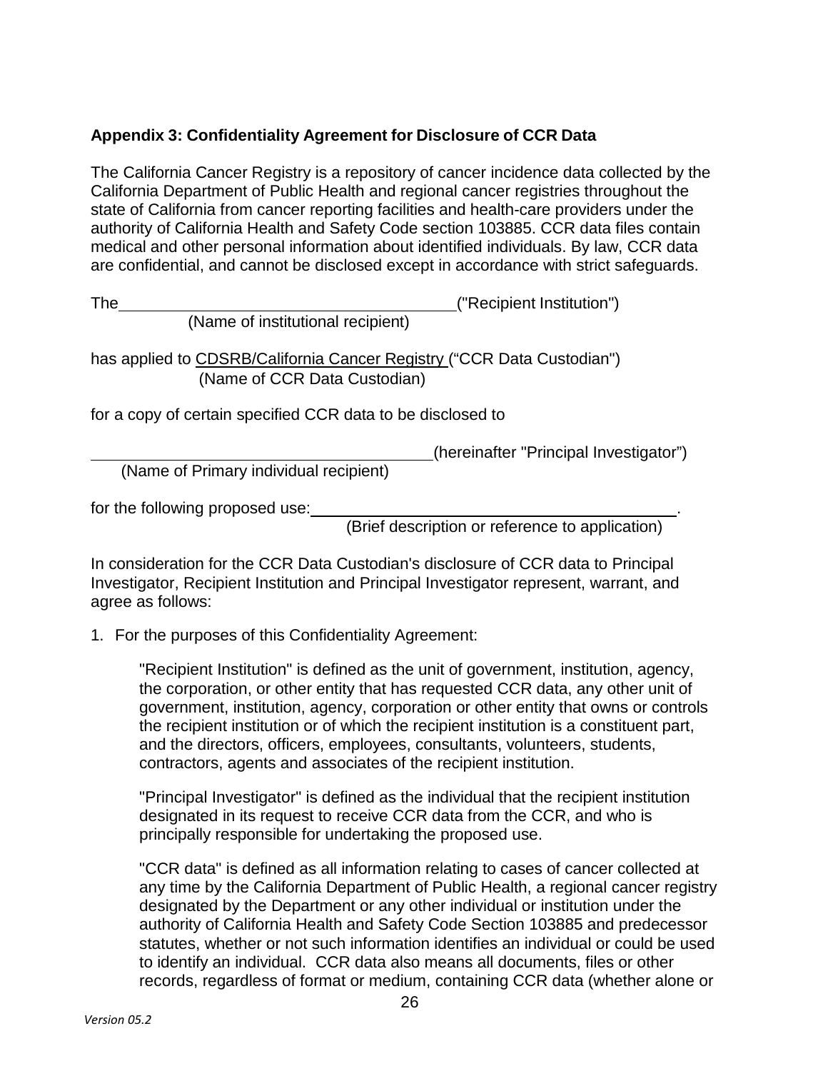### Appendix 3: Confidentiality Agreement for Disclosure of CCR Data

The California Cancer Registry is a repository of cancer incidence data collected by the California Department of Public Health and regional cancer registries throughout the state of California from cancer reporting facilities and health-care providers under the authority of California Health and Safety Code section 103885. CCR data files contain medical and other personal information about identified individuals. By law, CCR data are confidential, and cannot be disclosed except in accordance with strict safeguards.

The ______________________________________ ("Recipient Institution")
(Name of institutional recipient)

has applied to CDSRB/California Cancer Registry ("CCR Data Custodian")
(Name of CCR Data Custodian)

for a copy of certain specified CCR data to be disclosed to

______________________________________ (hereinafter "Principal Investigator")
(Name of Primary individual recipient)

for the following proposed use: ______________________________________.
(Brief description or reference to application)

In consideration for the CCR Data Custodian's disclosure of CCR data to Principal Investigator, Recipient Institution and Principal Investigator represent, warrant, and agree as follows:

1. For the purposes of this Confidentiality Agreement:

   "Recipient Institution" is defined as the unit of government, institution, agency, the corporation, or other entity that has requested CCR data, any other unit of government, institution, agency, corporation or other entity that owns or controls the recipient institution or of which the recipient institution is a constituent part, and the directors, officers, employees, consultants, volunteers, students, contractors, agents and associates of the recipient institution.

   "Principal Investigator" is defined as the individual that the recipient institution designated in its request to receive CCR data from the CCR, and who is principally responsible for undertaking the proposed use.

   "CCR data" is defined as all information relating to cases of cancer collected at any time by the California Department of Public Health, a regional cancer registry designated by the Department or any other individual or institution under the authority of California Health and Safety Code Section 103885 and predecessor statutes, whether or not such information identifies an individual or could be used to identify an individual. CCR data also means all documents, files or other records, regardless of format or medium, containing CCR data (whether alone or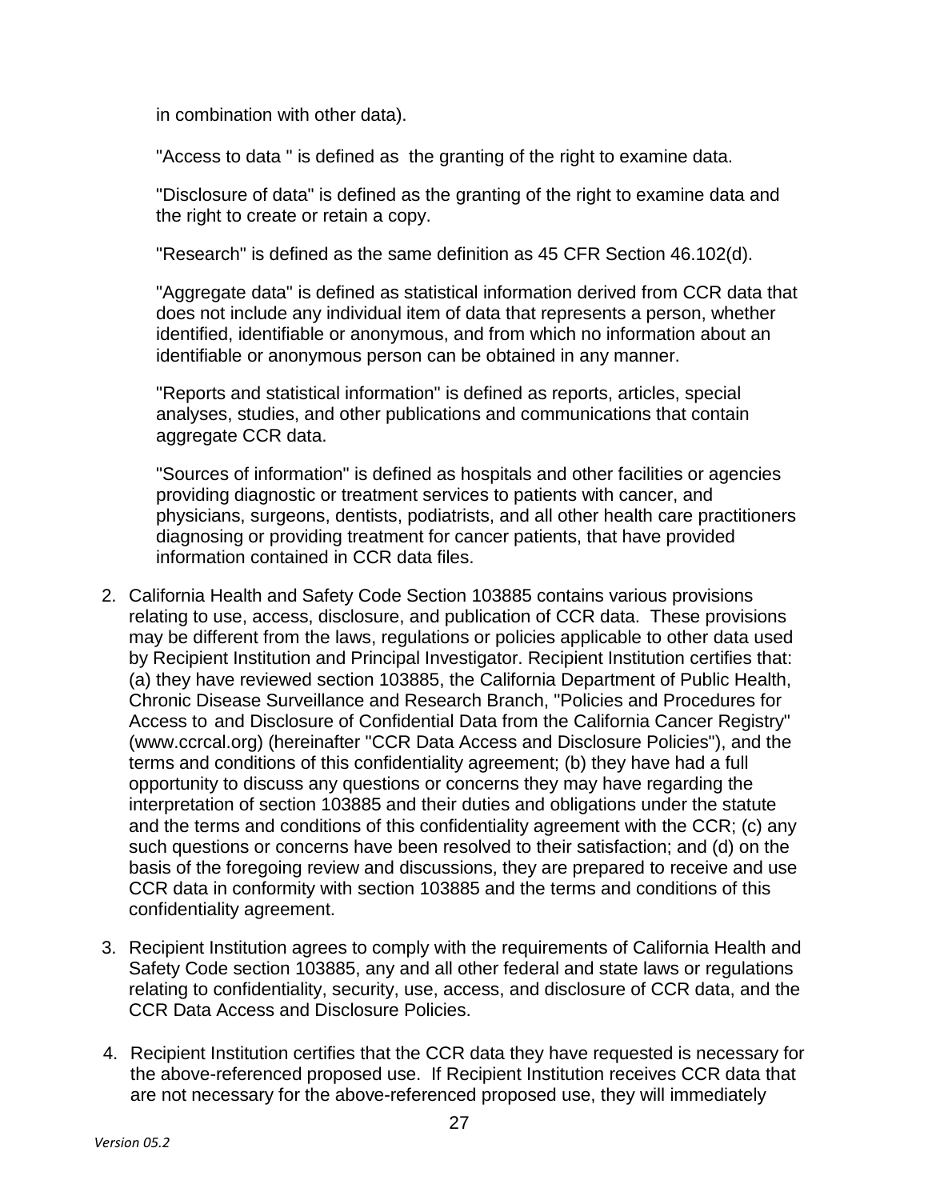in combination with other data).

"Access to data " is defined as the granting of the right to examine data.

"Disclosure of data" is defined as the granting of the right to examine data and the right to create or retain a copy.

"Research" is defined as the same definition as 45 CFR Section 46.102(d).

"Aggregate data" is defined as statistical information derived from CCR data that does not include any individual item of data that represents a person, whether identified, identifiable or anonymous, and from which no information about an identifiable or anonymous person can be obtained in any manner.

"Reports and statistical information" is defined as reports, articles, special analyses, studies, and other publications and communications that contain aggregate CCR data.

"Sources of information" is defined as hospitals and other facilities or agencies providing diagnostic or treatment services to patients with cancer, and physicians, surgeons, dentists, podiatrists, and all other health care practitioners diagnosing or providing treatment for cancer patients, that have provided information contained in CCR data files.

2. California Health and Safety Code Section 103885 contains various provisions relating to use, access, disclosure, and publication of CCR data. These provisions may be different from the laws, regulations or policies applicable to other data used by Recipient Institution and Principal Investigator. Recipient Institution certifies that: (a) they have reviewed section 103885, the California Department of Public Health, Chronic Disease Surveillance and Research Branch, "Policies and Procedures for Access to and Disclosure of Confidential Data from the California Cancer Registry" (www.ccrcal.org) (hereinafter "CCR Data Access and Disclosure Policies"), and the terms and conditions of this confidentiality agreement; (b) they have had a full opportunity to discuss any questions or concerns they may have regarding the interpretation of section 103885 and their duties and obligations under the statute and the terms and conditions of this confidentiality agreement with the CCR; (c) any such questions or concerns have been resolved to their satisfaction; and (d) on the basis of the foregoing review and discussions, they are prepared to receive and use CCR data in conformity with section 103885 and the terms and conditions of this confidentiality agreement.

3. Recipient Institution agrees to comply with the requirements of California Health and Safety Code section 103885, any and all other federal and state laws or regulations relating to confidentiality, security, use, access, and disclosure of CCR data, and the CCR Data Access and Disclosure Policies.

4. Recipient Institution certifies that the CCR data they have requested is necessary for the above-referenced proposed use. If Recipient Institution receives CCR data that are not necessary for the above-referenced proposed use, they will immediately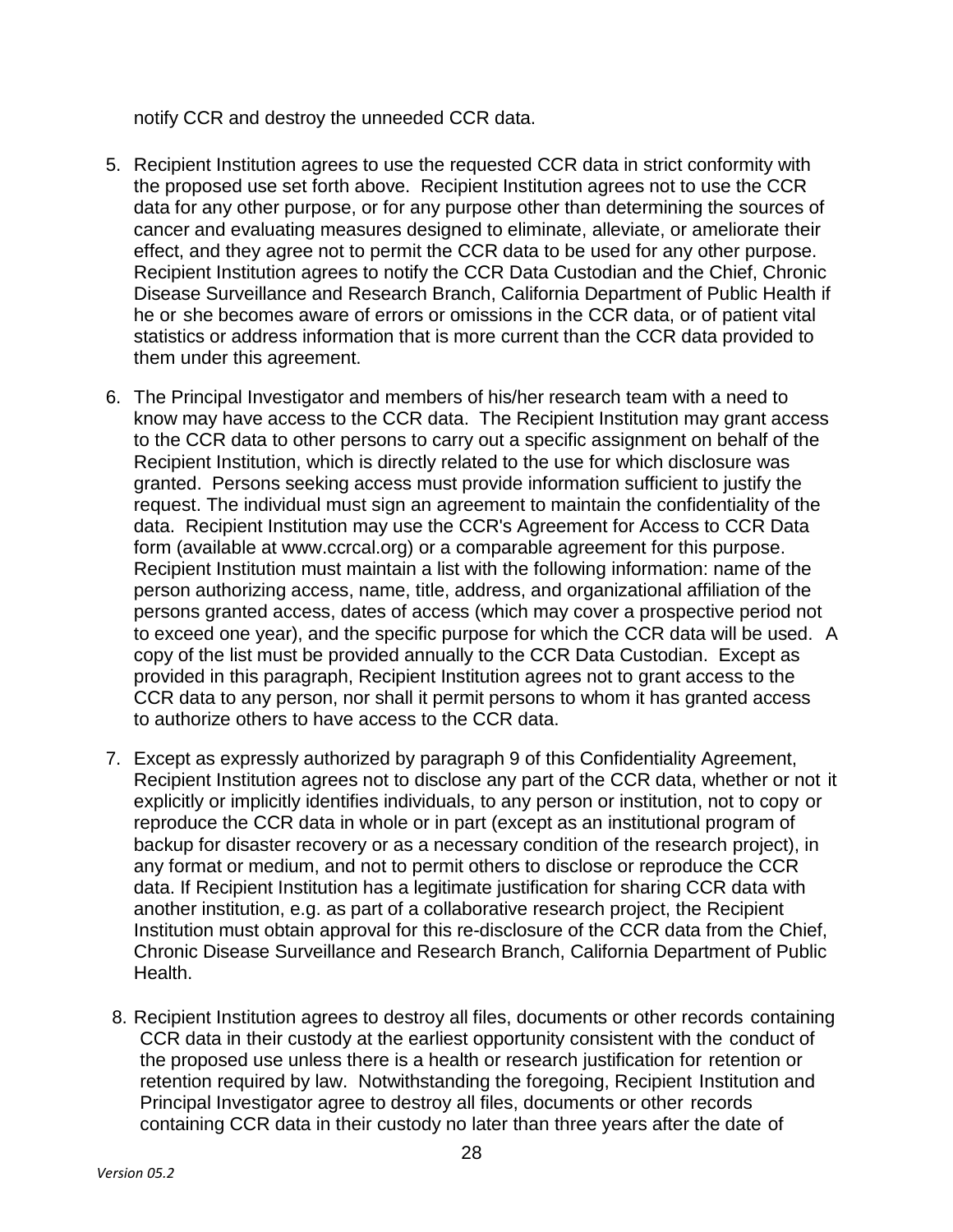notify CCR and destroy the unneeded CCR data.

5. Recipient Institution agrees to use the requested CCR data in strict conformity with the proposed use set forth above. Recipient Institution agrees not to use the CCR data for any other purpose, or for any purpose other than determining the sources of cancer and evaluating measures designed to eliminate, alleviate, or ameliorate their effect, and they agree not to permit the CCR data to be used for any other purpose. Recipient Institution agrees to notify the CCR Data Custodian and the Chief, Chronic Disease Surveillance and Research Branch, California Department of Public Health if he or she becomes aware of errors or omissions in the CCR data, or of patient vital statistics or address information that is more current than the CCR data provided to them under this agreement.

6. The Principal Investigator and members of his/her research team with a need to know may have access to the CCR data. The Recipient Institution may grant access to the CCR data to other persons to carry out a specific assignment on behalf of the Recipient Institution, which is directly related to the use for which disclosure was granted. Persons seeking access must provide information sufficient to justify the request. The individual must sign an agreement to maintain the confidentiality of the data. Recipient Institution may use the CCR's Agreement for Access to CCR Data form (available at www.ccrcal.org) or a comparable agreement for this purpose. Recipient Institution must maintain a list with the following information: name of the person authorizing access, name, title, address, and organizational affiliation of the persons granted access, dates of access (which may cover a prospective period not to exceed one year), and the specific purpose for which the CCR data will be used. A copy of the list must be provided annually to the CCR Data Custodian. Except as provided in this paragraph, Recipient Institution agrees not to grant access to the CCR data to any person, nor shall it permit persons to whom it has granted access to authorize others to have access to the CCR data.

7. Except as expressly authorized by paragraph 9 of this Confidentiality Agreement, Recipient Institution agrees not to disclose any part of the CCR data, whether or not it explicitly or implicitly identifies individuals, to any person or institution, not to copy or reproduce the CCR data in whole or in part (except as an institutional program of backup for disaster recovery or as a necessary condition of the research project), in any format or medium, and not to permit others to disclose or reproduce the CCR data. If Recipient Institution has a legitimate justification for sharing CCR data with another institution, e.g. as part of a collaborative research project, the Recipient Institution must obtain approval for this re-disclosure of the CCR data from the Chief, Chronic Disease Surveillance and Research Branch, California Department of Public Health.

8. Recipient Institution agrees to destroy all files, documents or other records containing CCR data in their custody at the earliest opportunity consistent with the conduct of the proposed use unless there is a health or research justification for retention or retention required by law. Notwithstanding the foregoing, Recipient Institution and Principal Investigator agree to destroy all files, documents or other records containing CCR data in their custody no later than three years after the date of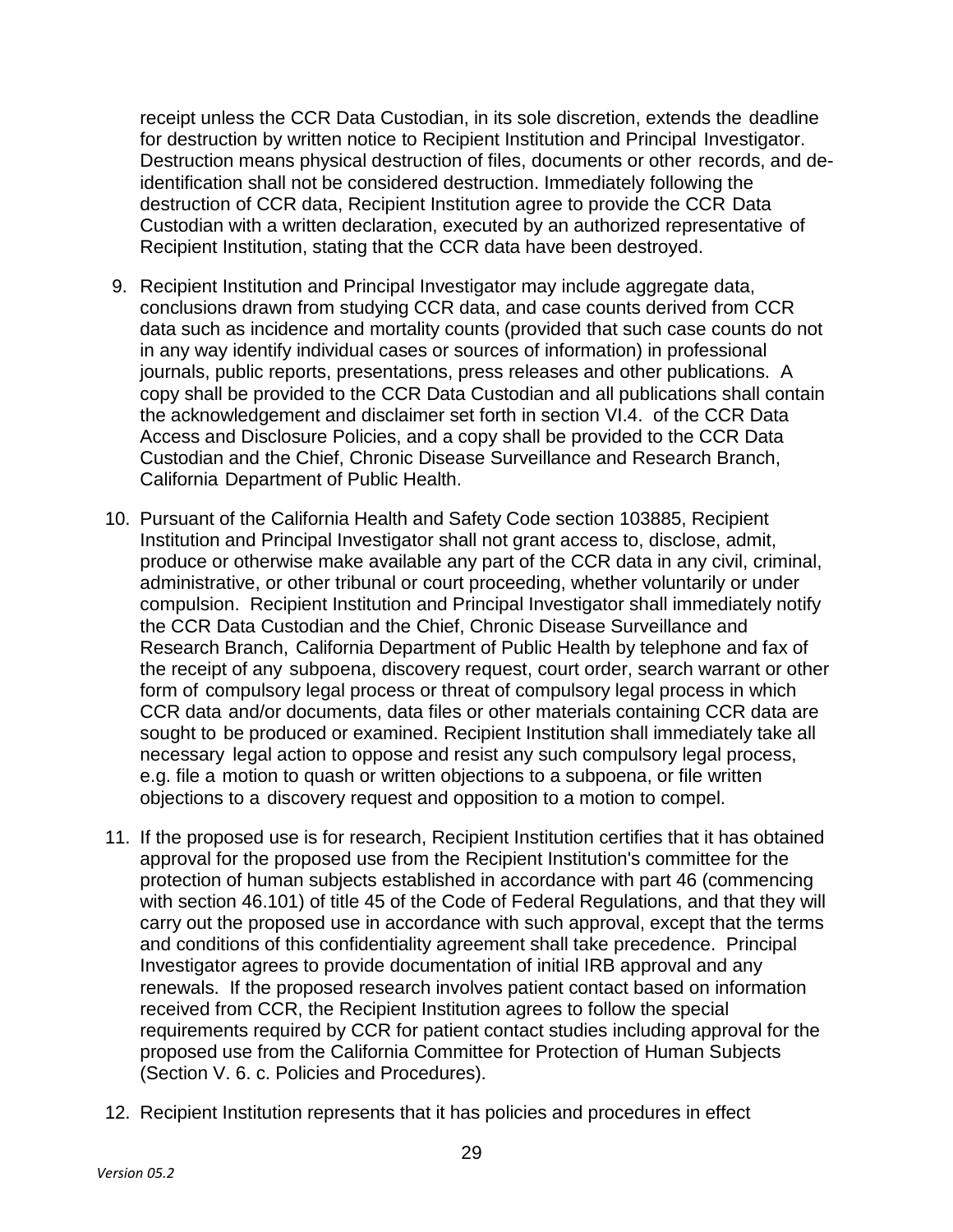receipt unless the CCR Data Custodian, in its sole discretion, extends the deadline for destruction by written notice to Recipient Institution and Principal Investigator. Destruction means physical destruction of files, documents or other records, and de-identification shall not be considered destruction. Immediately following the destruction of CCR data, Recipient Institution agree to provide the CCR Data Custodian with a written declaration, executed by an authorized representative of Recipient Institution, stating that the CCR data have been destroyed.

9. Recipient Institution and Principal Investigator may include aggregate data, conclusions drawn from studying CCR data, and case counts derived from CCR data such as incidence and mortality counts (provided that such case counts do not in any way identify individual cases or sources of information) in professional journals, public reports, presentations, press releases and other publications. A copy shall be provided to the CCR Data Custodian and all publications shall contain the acknowledgement and disclaimer set forth in section VI.4. of the CCR Data Access and Disclosure Policies, and a copy shall be provided to the CCR Data Custodian and the Chief, Chronic Disease Surveillance and Research Branch, California Department of Public Health.

10. Pursuant of the California Health and Safety Code section 103885, Recipient Institution and Principal Investigator shall not grant access to, disclose, admit, produce or otherwise make available any part of the CCR data in any civil, criminal, administrative, or other tribunal or court proceeding, whether voluntarily or under compulsion. Recipient Institution and Principal Investigator shall immediately notify the CCR Data Custodian and the Chief, Chronic Disease Surveillance and Research Branch, California Department of Public Health by telephone and fax of the receipt of any subpoena, discovery request, court order, search warrant or other form of compulsory legal process or threat of compulsory legal process in which CCR data and/or documents, data files or other materials containing CCR data are sought to be produced or examined. Recipient Institution shall immediately take all necessary legal action to oppose and resist any such compulsory legal process, e.g. file a motion to quash or written objections to a subpoena, or file written objections to a discovery request and opposition to a motion to compel.

11. If the proposed use is for research, Recipient Institution certifies that it has obtained approval for the proposed use from the Recipient Institution's committee for the protection of human subjects established in accordance with part 46 (commencing with section 46.101) of title 45 of the Code of Federal Regulations, and that they will carry out the proposed use in accordance with such approval, except that the terms and conditions of this confidentiality agreement shall take precedence. Principal Investigator agrees to provide documentation of initial IRB approval and any renewals. If the proposed research involves patient contact based on information received from CCR, the Recipient Institution agrees to follow the special requirements required by CCR for patient contact studies including approval for the proposed use from the California Committee for Protection of Human Subjects (Section V. 6. c. Policies and Procedures).

12. Recipient Institution represents that it has policies and procedures in effect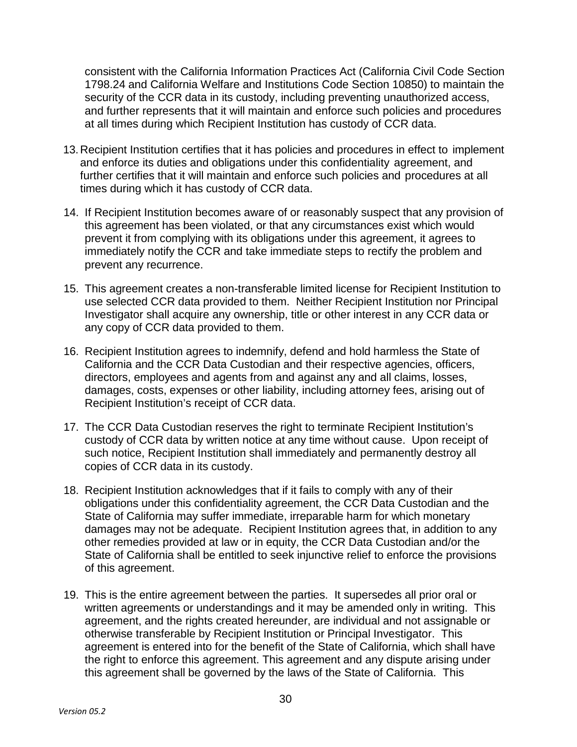consistent with the California Information Practices Act (California Civil Code Section 1798.24 and California Welfare and Institutions Code Section 10850) to maintain the security of the CCR data in its custody, including preventing unauthorized access, and further represents that it will maintain and enforce such policies and procedures at all times during which Recipient Institution has custody of CCR data.

13. Recipient Institution certifies that it has policies and procedures in effect to implement and enforce its duties and obligations under this confidentiality agreement, and further certifies that it will maintain and enforce such policies and procedures at all times during which it has custody of CCR data.

14. If Recipient Institution becomes aware of or reasonably suspect that any provision of this agreement has been violated, or that any circumstances exist which would prevent it from complying with its obligations under this agreement, it agrees to immediately notify the CCR and take immediate steps to rectify the problem and prevent any recurrence.

15. This agreement creates a non-transferable limited license for Recipient Institution to use selected CCR data provided to them. Neither Recipient Institution nor Principal Investigator shall acquire any ownership, title or other interest in any CCR data or any copy of CCR data provided to them.

16. Recipient Institution agrees to indemnify, defend and hold harmless the State of California and the CCR Data Custodian and their respective agencies, officers, directors, employees and agents from and against any and all claims, losses, damages, costs, expenses or other liability, including attorney fees, arising out of Recipient Institution's receipt of CCR data.

17. The CCR Data Custodian reserves the right to terminate Recipient Institution's custody of CCR data by written notice at any time without cause. Upon receipt of such notice, Recipient Institution shall immediately and permanently destroy all copies of CCR data in its custody.

18. Recipient Institution acknowledges that if it fails to comply with any of their obligations under this confidentiality agreement, the CCR Data Custodian and the State of California may suffer immediate, irreparable harm for which monetary damages may not be adequate. Recipient Institution agrees that, in addition to any other remedies provided at law or in equity, the CCR Data Custodian and/or the State of California shall be entitled to seek injunctive relief to enforce the provisions of this agreement.

19. This is the entire agreement between the parties. It supersedes all prior oral or written agreements or understandings and it may be amended only in writing. This agreement, and the rights created hereunder, are individual and not assignable or otherwise transferable by Recipient Institution or Principal Investigator. This agreement is entered into for the benefit of the State of California, which shall have the right to enforce this agreement. This agreement and any dispute arising under this agreement shall be governed by the laws of the State of California. This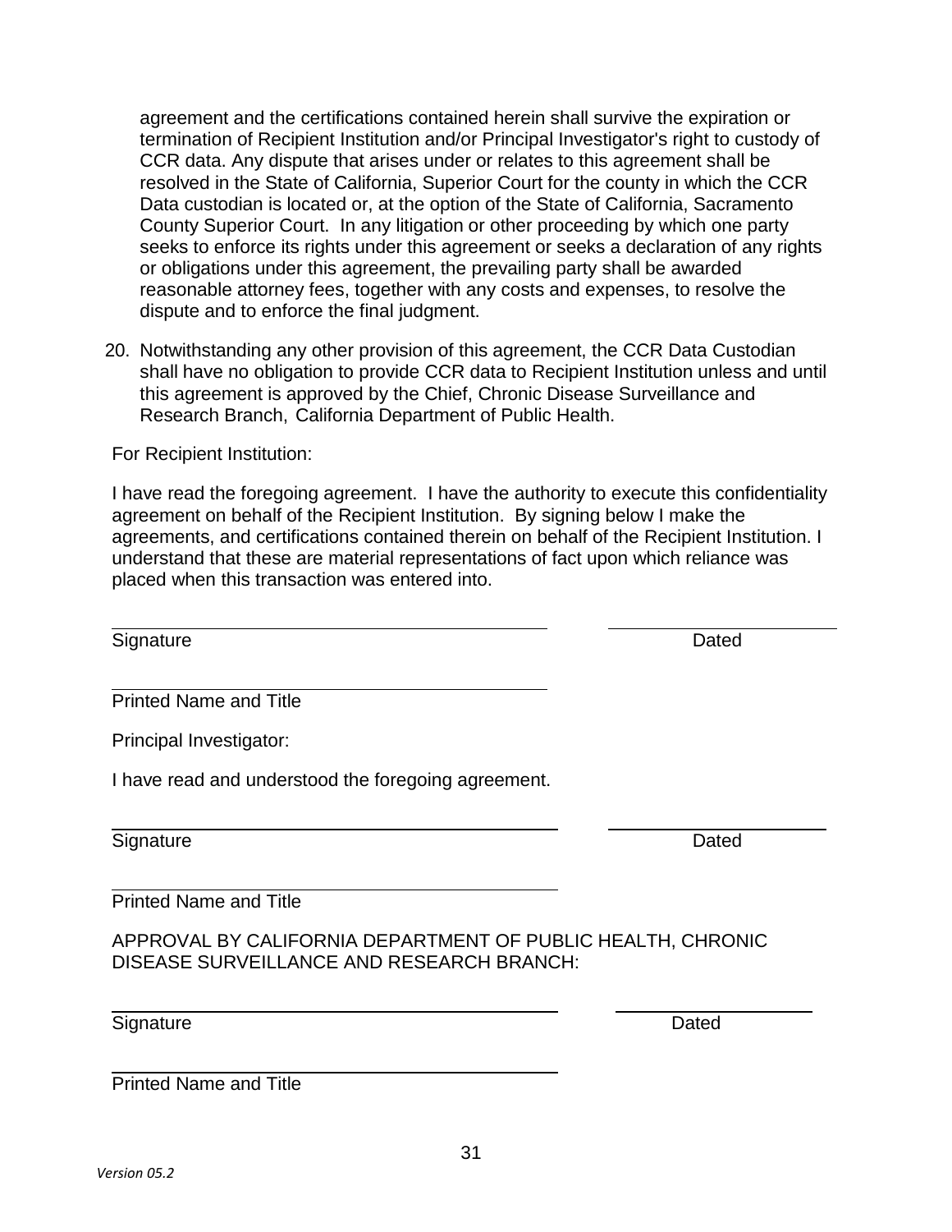agreement and the certifications contained herein shall survive the expiration or termination of Recipient Institution and/or Principal Investigator's right to custody of CCR data. Any dispute that arises under or relates to this agreement shall be resolved in the State of California, Superior Court for the county in which the CCR Data custodian is located or, at the option of the State of California, Sacramento County Superior Court. In any litigation or other proceeding by which one party seeks to enforce its rights under this agreement or seeks a declaration of any rights or obligations under this agreement, the prevailing party shall be awarded reasonable attorney fees, together with any costs and expenses, to resolve the dispute and to enforce the final judgment.

20. Notwithstanding any other provision of this agreement, the CCR Data Custodian shall have no obligation to provide CCR data to Recipient Institution unless and until this agreement is approved by the Chief, Chronic Disease Surveillance and Research Branch, California Department of Public Health.

For Recipient Institution:

I have read the foregoing agreement. I have the authority to execute this confidentiality agreement on behalf of the Recipient Institution. By signing below I make the agreements, and certifications contained therein on behalf of the Recipient Institution. I understand that these are material representations of fact upon which reliance was placed when this transaction was entered into.

______________________________ ______________
Signature Dated

______________________________
Printed Name and Title

Principal Investigator:

I have read and understood the foregoing agreement.

______________________________ ______________
Signature Dated

______________________________
Printed Name and Title

APPROVAL BY CALIFORNIA DEPARTMENT OF PUBLIC HEALTH, CHRONIC DISEASE SURVEILLANCE AND RESEARCH BRANCH:

______________________________ ______________
Signature Dated

______________________________
Printed Name and Title

*Version 05.2*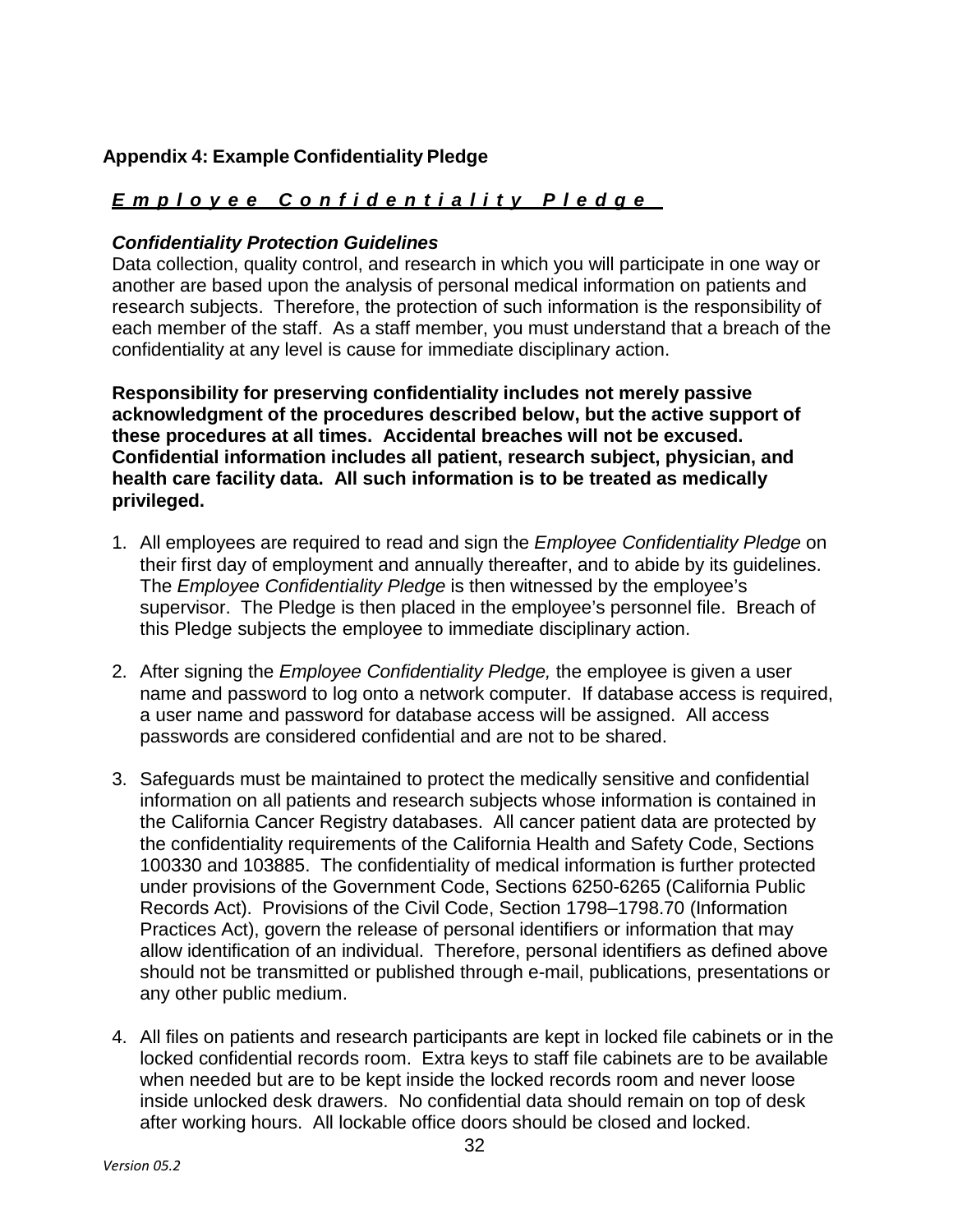## Appendix 4: Example Confidentiality Pledge

***Employee Confidentiality Pledge***

***Confidentiality Protection Guidelines***

Data collection, quality control, and research in which you will participate in one way or another are based upon the analysis of personal medical information on patients and research subjects. Therefore, the protection of such information is the responsibility of each member of the staff. As a staff member, you must understand that a breach of the confidentiality at any level is cause for immediate disciplinary action.

**Responsibility for preserving confidentiality includes not merely passive acknowledgment of the procedures described below, but the active support of these procedures at all times. Accidental breaches will not be excused. Confidential information includes all patient, research subject, physician, and health care facility data. All such information is to be treated as medically privileged.**

1. All employees are required to read and sign the *Employee Confidentiality Pledge* on their first day of employment and annually thereafter, and to abide by its guidelines. The *Employee Confidentiality Pledge* is then witnessed by the employee's supervisor. The Pledge is then placed in the employee's personnel file. Breach of this Pledge subjects the employee to immediate disciplinary action.

2. After signing the *Employee Confidentiality Pledge,* the employee is given a user name and password to log onto a network computer. If database access is required, a user name and password for database access will be assigned. All access passwords are considered confidential and are not to be shared.

3. Safeguards must be maintained to protect the medically sensitive and confidential information on all patients and research subjects whose information is contained in the California Cancer Registry databases. All cancer patient data are protected by the confidentiality requirements of the California Health and Safety Code, Sections 100330 and 103885. The confidentiality of medical information is further protected under provisions of the Government Code, Sections 6250-6265 (California Public Records Act). Provisions of the Civil Code, Section 1798–1798.70 (Information Practices Act), govern the release of personal identifiers or information that may allow identification of an individual. Therefore, personal identifiers as defined above should not be transmitted or published through e-mail, publications, presentations or any other public medium.

4. All files on patients and research participants are kept in locked file cabinets or in the locked confidential records room. Extra keys to staff file cabinets are to be available when needed but are to be kept inside the locked records room and never loose inside unlocked desk drawers. No confidential data should remain on top of desk after working hours. All lockable office doors should be closed and locked.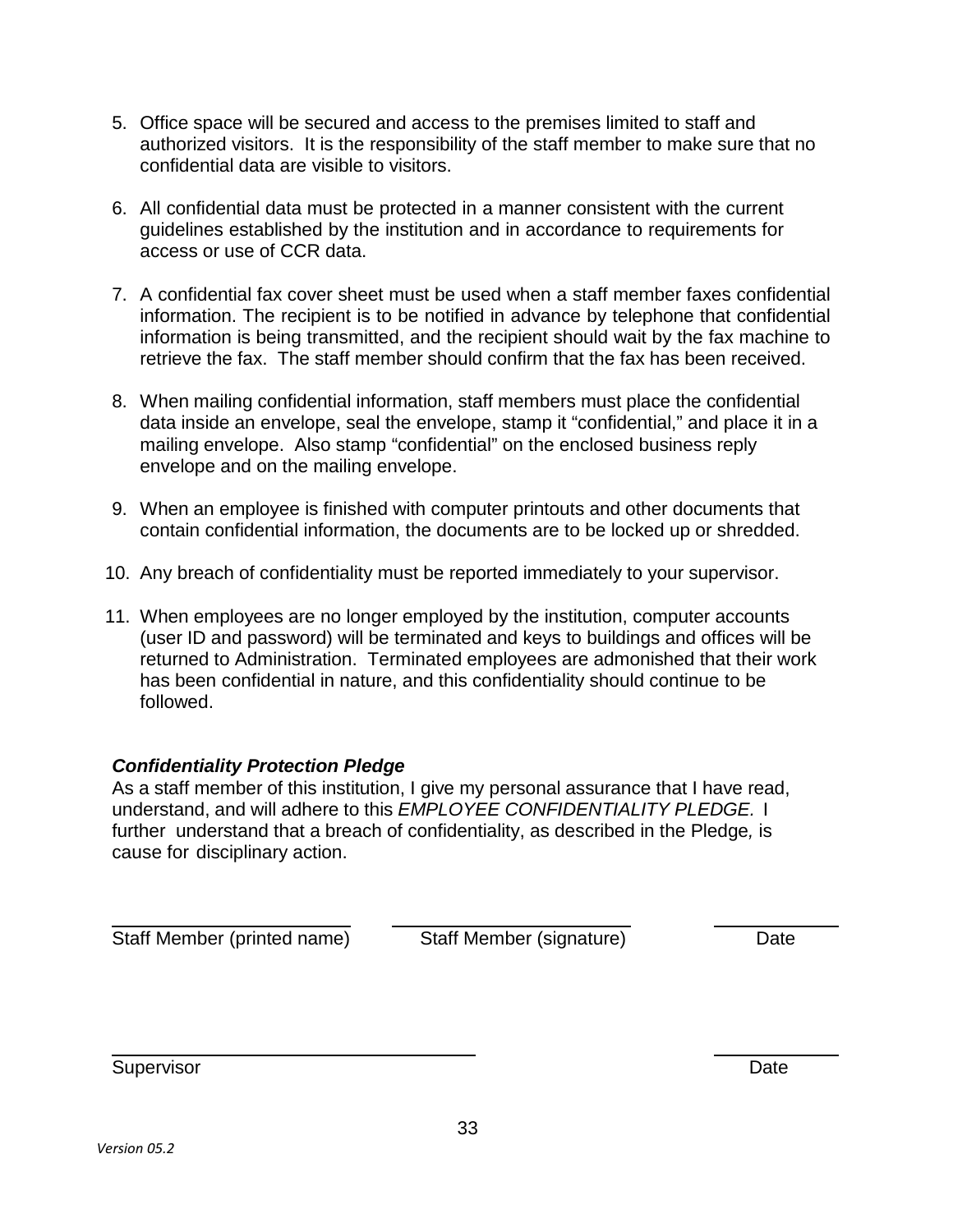5. Office space will be secured and access to the premises limited to staff and authorized visitors. It is the responsibility of the staff member to make sure that no confidential data are visible to visitors.

6. All confidential data must be protected in a manner consistent with the current guidelines established by the institution and in accordance to requirements for access or use of CCR data.

7. A confidential fax cover sheet must be used when a staff member faxes confidential information. The recipient is to be notified in advance by telephone that confidential information is being transmitted, and the recipient should wait by the fax machine to retrieve the fax. The staff member should confirm that the fax has been received.

8. When mailing confidential information, staff members must place the confidential data inside an envelope, seal the envelope, stamp it "confidential," and place it in a mailing envelope. Also stamp "confidential" on the enclosed business reply envelope and on the mailing envelope.

9. When an employee is finished with computer printouts and other documents that contain confidential information, the documents are to be locked up or shredded.

10. Any breach of confidentiality must be reported immediately to your supervisor.

11. When employees are no longer employed by the institution, computer accounts (user ID and password) will be terminated and keys to buildings and offices will be returned to Administration. Terminated employees are admonished that their work has been confidential in nature, and this confidentiality should continue to be followed.

***Confidentiality Protection Pledge***

As a staff member of this institution, I give my personal assurance that I have read, understand, and will adhere to this *EMPLOYEE CONFIDENTIALITY PLEDGE.* I further understand that a breach of confidentiality, as described in the Pledge, is cause for disciplinary action.

\_\_\_\_\_\_\_\_\_\_\_\_\_\_\_\_\_\_\_\_\_\_\_\_ \_\_\_\_\_\_\_\_\_\_\_\_\_\_\_\_\_\_\_\_\_\_\_\_ \_\_\_\_\_\_\_\_\_\_\_\_

Staff Member (printed name) Staff Member (signature) Date

\_\_\_\_\_\_\_\_\_\_\_\_\_\_\_\_\_\_\_\_\_\_\_\_\_\_\_\_\_\_\_\_\_\_\_\_ \_\_\_\_\_\_\_\_\_\_\_\_

Supervisor Date

*Version 05.2*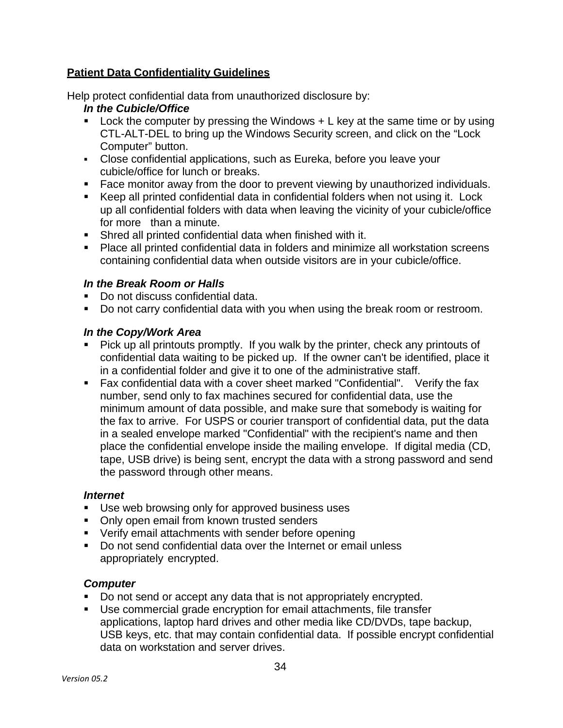## Patient Data Confidentiality Guidelines

Help protect confidential data from unauthorized disclosure by:

***In the Cubicle/Office***

- Lock the computer by pressing the Windows + L key at the same time or by using CTL-ALT-DEL to bring up the Windows Security screen, and click on the "Lock Computer" button.
- Close confidential applications, such as Eureka, before you leave your cubicle/office for lunch or breaks.
- Face monitor away from the door to prevent viewing by unauthorized individuals.
- Keep all printed confidential data in confidential folders when not using it. Lock up all confidential folders with data when leaving the vicinity of your cubicle/office for more than a minute.
- Shred all printed confidential data when finished with it.
- Place all printed confidential data in folders and minimize all workstation screens containing confidential data when outside visitors are in your cubicle/office.

***In the Break Room or Halls***

- Do not discuss confidential data.
- Do not carry confidential data with you when using the break room or restroom.

***In the Copy/Work Area***

- Pick up all printouts promptly. If you walk by the printer, check any printouts of confidential data waiting to be picked up. If the owner can't be identified, place it in a confidential folder and give it to one of the administrative staff.
- Fax confidential data with a cover sheet marked "Confidential". Verify the fax number, send only to fax machines secured for confidential data, use the minimum amount of data possible, and make sure that somebody is waiting for the fax to arrive. For USPS or courier transport of confidential data, put the data in a sealed envelope marked "Confidential" with the recipient's name and then place the confidential envelope inside the mailing envelope. If digital media (CD, tape, USB drive) is being sent, encrypt the data with a strong password and send the password through other means.

***Internet***

- Use web browsing only for approved business uses
- Only open email from known trusted senders
- Verify email attachments with sender before opening
- Do not send confidential data over the Internet or email unless appropriately encrypted.

***Computer***

- Do not send or accept any data that is not appropriately encrypted.
- Use commercial grade encryption for email attachments, file transfer applications, laptop hard drives and other media like CD/DVDs, tape backup, USB keys, etc. that may contain confidential data. If possible encrypt confidential data on workstation and server drives.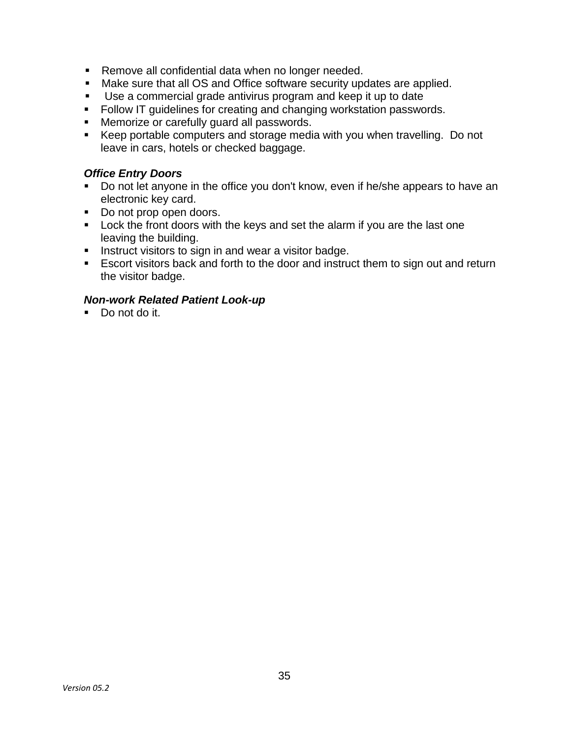- Remove all confidential data when no longer needed.
- Make sure that all OS and Office software security updates are applied.
- Use a commercial grade antivirus program and keep it up to date
- Follow IT guidelines for creating and changing workstation passwords.
- Memorize or carefully guard all passwords.
- Keep portable computers and storage media with you when travelling. Do not leave in cars, hotels or checked baggage.

***Office Entry Doors***

- Do not let anyone in the office you don't know, even if he/she appears to have an electronic key card.
- Do not prop open doors.
- Lock the front doors with the keys and set the alarm if you are the last one leaving the building.
- Instruct visitors to sign in and wear a visitor badge.
- Escort visitors back and forth to the door and instruct them to sign out and return the visitor badge.

***Non-work Related Patient Look-up***

- Do not do it.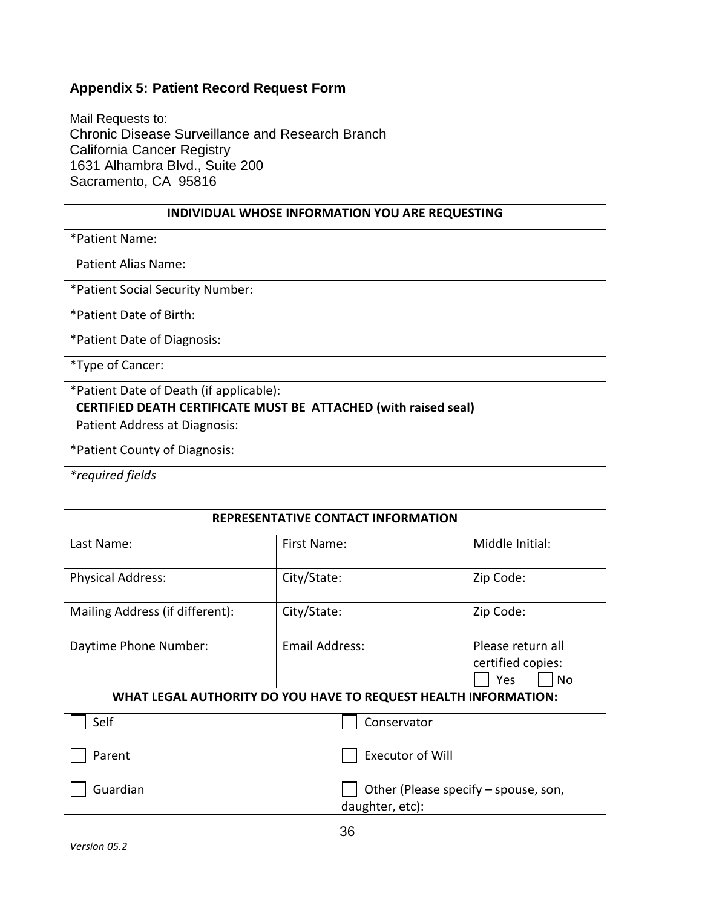## Appendix 5: Patient Record Request Form

Mail Requests to:
Chronic Disease Surveillance and Research Branch
California Cancer Registry
1631 Alhambra Blvd., Suite 200
Sacramento, CA 95816

| INDIVIDUAL WHOSE INFORMATION YOU ARE REQUESTING |
|---|
| *Patient Name: |
| Patient Alias Name: |
| *Patient Social Security Number: |
| *Patient Date of Birth: |
| *Patient Date of Diagnosis: |
| *Type of Cancer: |
| *Patient Date of Death (if applicable):<br>**CERTIFIED DEATH CERTIFICATE MUST BE ATTACHED (with raised seal)** |
| Patient Address at Diagnosis: |
| *Patient County of Diagnosis: |
| *\*required fields* |

| REPRESENTATIVE CONTACT INFORMATION | | |
|---|---|---|
| Last Name: | First Name: | Middle Initial: |
| Physical Address: | City/State: | Zip Code: |
| Mailing Address (if different): | City/State: | Zip Code: |
| Daytime Phone Number: | Email Address: | Please return all certified copies:<br>☐ Yes ☐ No |
| **WHAT LEGAL AUTHORITY DO YOU HAVE TO REQUEST HEALTH INFORMATION:** | | |
| ☐ Self | ☐ Conservator | |
| ☐ Parent | ☐ Executor of Will | |
| ☐ Guardian | ☐ Other (Please specify – spouse, son, daughter, etc): | |

*Version 05.2*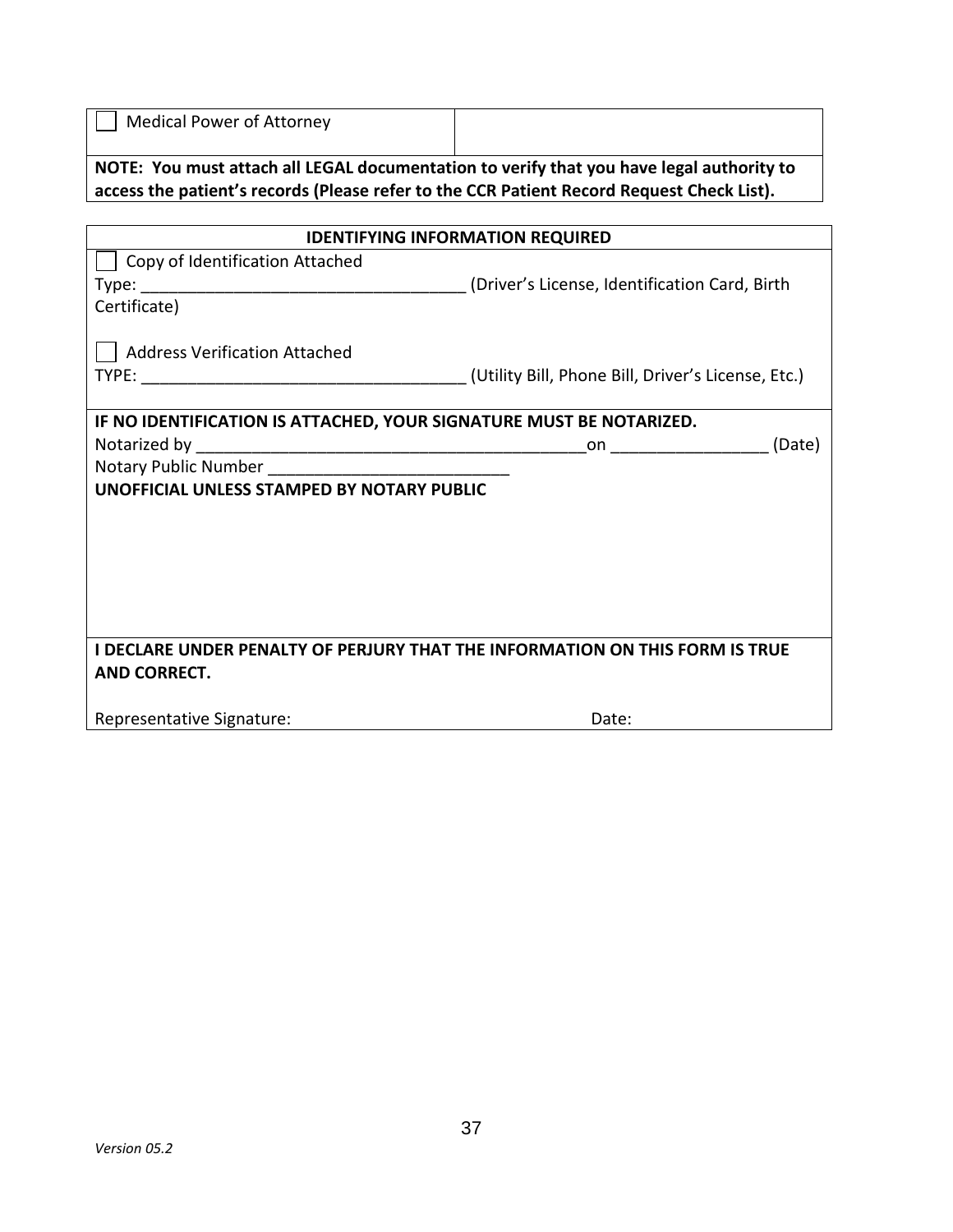| ☐ Medical Power of Attorney | |
|---|---|

**NOTE: You must attach all LEGAL documentation to verify that you have legal authority to access the patient's records (Please refer to the CCR Patient Record Request Check List).**

| IDENTIFYING INFORMATION REQUIRED |
|---|
| ☐ Copy of Identification Attached<br>Type: ___________________________________ (Driver's License, Identification Card, Birth Certificate)<br><br>☐ Address Verification Attached<br>TYPE: ___________________________________ (Utility Bill, Phone Bill, Driver's License, Etc.) |
| **IF NO IDENTIFICATION IS ATTACHED, YOUR SIGNATURE MUST BE NOTARIZED.**<br>Notarized by ___________________________________________on _________________ (Date)<br>Notary Public Number ___________________________<br>**UNOFFICIAL UNLESS STAMPED BY NOTARY PUBLIC** |
| **I DECLARE UNDER PENALTY OF PERJURY THAT THE INFORMATION ON THIS FORM IS TRUE AND CORRECT.**<br><br>Representative Signature: Date: |

*Version 05.2*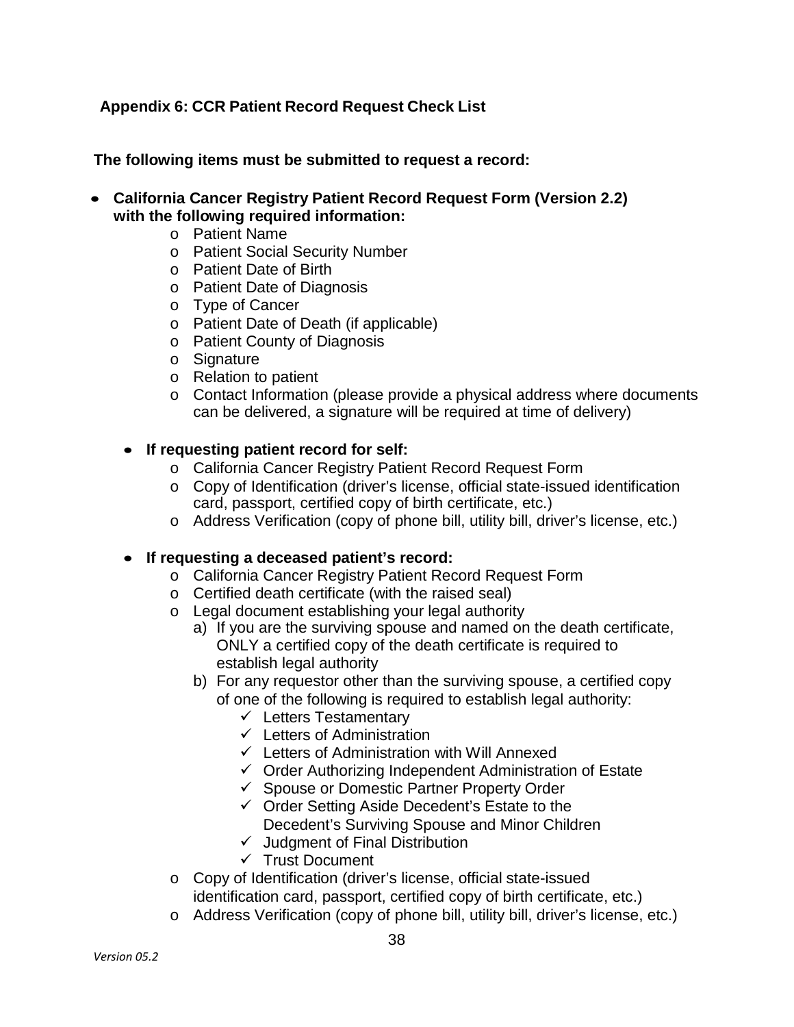## Appendix 6: CCR Patient Record Request Check List

**The following items must be submitted to request a record:**

- **California Cancer Registry Patient Record Request Form (Version 2.2) with the following required information:**
    - Patient Name
    - Patient Social Security Number
    - Patient Date of Birth
    - Patient Date of Diagnosis
    - Type of Cancer
    - Patient Date of Death (if applicable)
    - Patient County of Diagnosis
    - Signature
    - Relation to patient
    - Contact Information (please provide a physical address where documents can be delivered, a signature will be required at time of delivery)

  - **If requesting patient record for self:**
    - California Cancer Registry Patient Record Request Form
    - Copy of Identification (driver's license, official state-issued identification card, passport, certified copy of birth certificate, etc.)
    - Address Verification (copy of phone bill, utility bill, driver's license, etc.)

  - **If requesting a deceased patient's record:**
    - California Cancer Registry Patient Record Request Form
    - Certified death certificate (with the raised seal)
    - Legal document establishing your legal authority
      a) If you are the surviving spouse and named on the death certificate, ONLY a certified copy of the death certificate is required to establish legal authority
      b) For any requestor other than the surviving spouse, a certified copy of one of the following is required to establish legal authority:
         - ✓ Letters Testamentary
         - ✓ Letters of Administration
         - ✓ Letters of Administration with Will Annexed
         - ✓ Order Authorizing Independent Administration of Estate
         - ✓ Spouse or Domestic Partner Property Order
         - ✓ Order Setting Aside Decedent's Estate to the Decedent's Surviving Spouse and Minor Children
         - ✓ Judgment of Final Distribution
         - ✓ Trust Document
    - Copy of Identification (driver's license, official state-issued identification card, passport, certified copy of birth certificate, etc.)
    - Address Verification (copy of phone bill, utility bill, driver's license, etc.)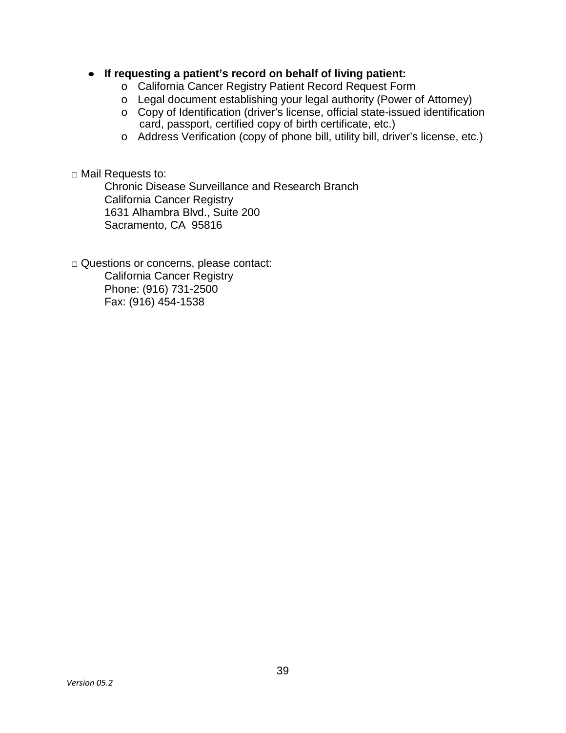- **If requesting a patient's record on behalf of living patient:**
  - California Cancer Registry Patient Record Request Form
  - Legal document establishing your legal authority (Power of Attorney)
  - Copy of Identification (driver's license, official state-issued identification card, passport, certified copy of birth certificate, etc.)
  - Address Verification (copy of phone bill, utility bill, driver's license, etc.)

□ Mail Requests to:

Chronic Disease Surveillance and Research Branch
California Cancer Registry
1631 Alhambra Blvd., Suite 200
Sacramento, CA 95816

□ Questions or concerns, please contact:

California Cancer Registry
Phone: (916) 731-2500
Fax: (916) 454-1538

*Version 05.2*